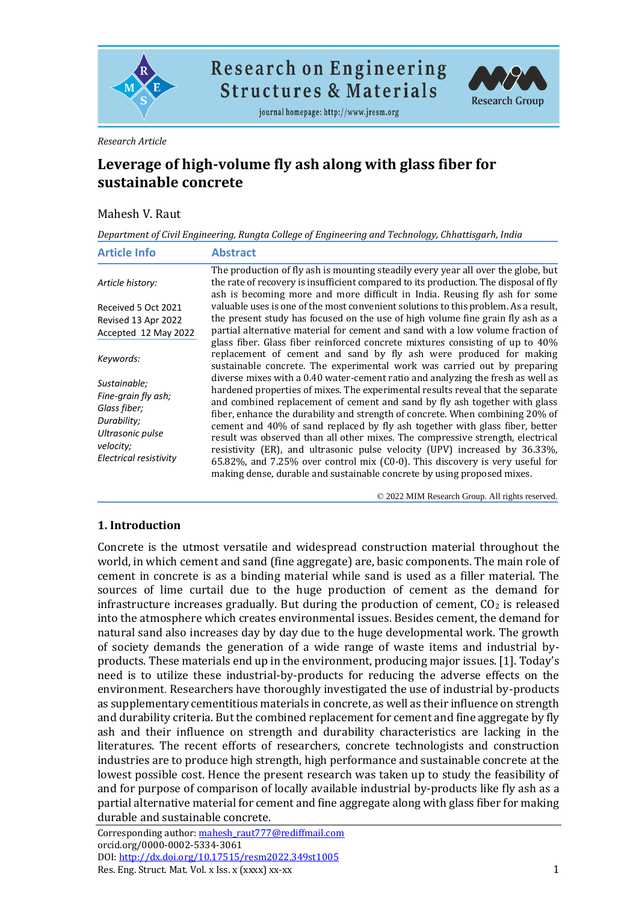Research Article

# Leverage of high-volume fly ash along with glass fiber for sustainable concrete

Mahesh V. Raut

*Department of Civil Engineering, Rungta College of Engineering and Technology, Chhattisgarh, India*

| Article Info | Abstract |
|---|---|
| *Article history:*<br><br>Received 5 Oct 2021<br>Revised 13 Apr 2022<br>Accepted 12 May 2022<br><br>*Keywords:*<br><br>*Sustainable;*<br>*Fine-grain fly ash;*<br>*Glass fiber;*<br>*Durability;*<br>*Ultrasonic pulse velocity;*<br>*Electrical resistivity* | The production of fly ash is mounting steadily every year all over the globe, but the rate of recovery is insufficient compared to its production. The disposal of fly ash is becoming more and more difficult in India. Reusing fly ash for some valuable uses is one of the most convenient solutions to this problem. As a result, the present study has focused on the use of high volume fine grain fly ash as a partial alternative material for cement and sand with a low volume fraction of glass fiber. Glass fiber reinforced concrete mixtures consisting of up to 40% replacement of cement and sand by fly ash were produced for making sustainable concrete. The experimental work was carried out by preparing diverse mixes with a 0.40 water-cement ratio and analyzing the fresh as well as hardened properties of mixes. The experimental results reveal that the separate and combined replacement of cement and sand by fly ash together with glass fiber, enhance the durability and strength of concrete. When combining 20% of cement and 40% of sand replaced by fly ash together with glass fiber, better result was observed than all other mixes. The compressive strength, electrical resistivity (ER), and ultrasonic pulse velocity (UPV) increased by 36.33%, 65.82%, and 7.25% over control mix (C0-0). This discovery is very useful for making dense, durable and sustainable concrete by using proposed mixes. |

© 2022 MIM Research Group. All rights reserved.

## 1. Introduction

Concrete is the utmost versatile and widespread construction material throughout the world, in which cement and sand (fine aggregate) are, basic components. The main role of cement in concrete is as a binding material while sand is used as a filler material. The sources of lime curtail due to the huge production of cement as the demand for infrastructure increases gradually. But during the production of cement, $CO_2$ is released into the atmosphere which creates environmental issues. Besides cement, the demand for natural sand also increases day by day due to the huge developmental work. The growth of society demands the generation of a wide range of waste items and industrial by-products. These materials end up in the environment, producing major issues. [1]. Today's need is to utilize these industrial-by-products for reducing the adverse effects on the environment. Researchers have thoroughly investigated the use of industrial by-products as supplementary cementitious materials in concrete, as well as their influence on strength and durability criteria. But the combined replacement for cement and fine aggregate by fly ash and their influence on strength and durability characteristics are lacking in the literatures. The recent efforts of researchers, concrete technologists and construction industries are to produce high strength, high performance and sustainable concrete at the lowest possible cost. Hence the present research was taken up to study the feasibility of and for purpose of comparison of locally available industrial by-products like fly ash as a partial alternative material for cement and fine aggregate along with glass fiber for making durable and sustainable concrete.

Corresponding author: mahesh_raut777@rediffmail.com
orcid.org/0000-0002-5334-3061
DOI: http://dx.doi.org/10.17515/resm2022.349st1005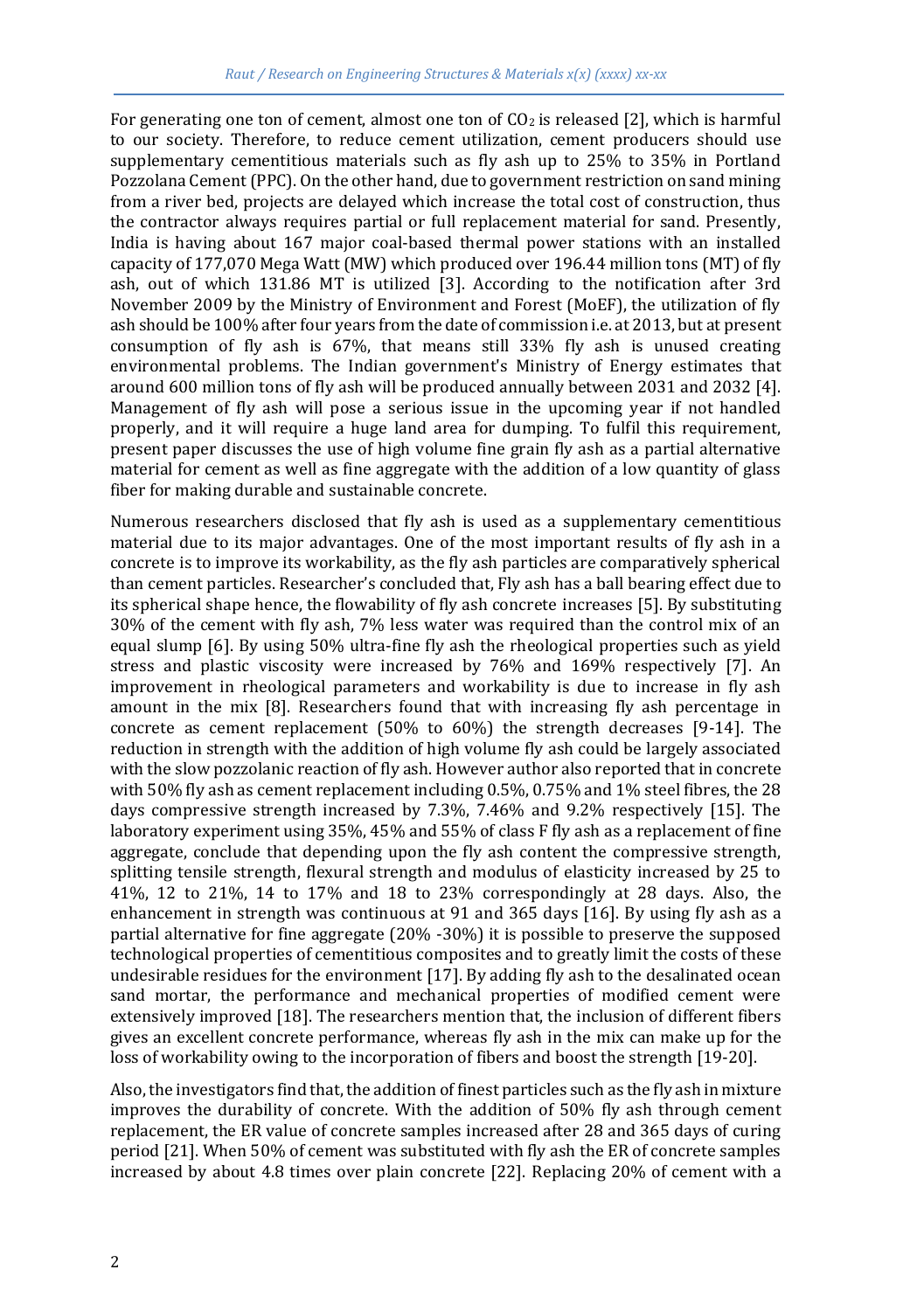For generating one ton of cement, almost one ton of $CO_2$ is released [2], which is harmful to our society. Therefore, to reduce cement utilization, cement producers should use supplementary cementitious materials such as fly ash up to 25% to 35% in Portland Pozzolana Cement (PPC). On the other hand, due to government restriction on sand mining from a river bed, projects are delayed which increase the total cost of construction, thus the contractor always requires partial or full replacement material for sand. Presently, India is having about 167 major coal-based thermal power stations with an installed capacity of 177,070 Mega Watt (MW) which produced over 196.44 million tons (MT) of fly ash, out of which 131.86 MT is utilized [3]. According to the notification after 3rd November 2009 by the Ministry of Environment and Forest (MoEF), the utilization of fly ash should be 100% after four years from the date of commission i.e. at 2013, but at present consumption of fly ash is 67%, that means still 33% fly ash is unused creating environmental problems. The Indian government's Ministry of Energy estimates that around 600 million tons of fly ash will be produced annually between 2031 and 2032 [4]. Management of fly ash will pose a serious issue in the upcoming year if not handled properly, and it will require a huge land area for dumping. To fulfil this requirement, present paper discusses the use of high volume fine grain fly ash as a partial alternative material for cement as well as fine aggregate with the addition of a low quantity of glass fiber for making durable and sustainable concrete.

Numerous researchers disclosed that fly ash is used as a supplementary cementitious material due to its major advantages. One of the most important results of fly ash in a concrete is to improve its workability, as the fly ash particles are comparatively spherical than cement particles. Researcher's concluded that, Fly ash has a ball bearing effect due to its spherical shape hence, the flowability of fly ash concrete increases [5]. By substituting 30% of the cement with fly ash, 7% less water was required than the control mix of an equal slump [6]. By using 50% ultra-fine fly ash the rheological properties such as yield stress and plastic viscosity were increased by 76% and 169% respectively [7]. An improvement in rheological parameters and workability is due to increase in fly ash amount in the mix [8]. Researchers found that with increasing fly ash percentage in concrete as cement replacement (50% to 60%) the strength decreases [9-14]. The reduction in strength with the addition of high volume fly ash could be largely associated with the slow pozzolanic reaction of fly ash. However author also reported that in concrete with 50% fly ash as cement replacement including 0.5%, 0.75% and 1% steel fibres, the 28 days compressive strength increased by 7.3%, 7.46% and 9.2% respectively [15]. The laboratory experiment using 35%, 45% and 55% of class F fly ash as a replacement of fine aggregate, conclude that depending upon the fly ash content the compressive strength, splitting tensile strength, flexural strength and modulus of elasticity increased by 25 to 41%, 12 to 21%, 14 to 17% and 18 to 23% correspondingly at 28 days. Also, the enhancement in strength was continuous at 91 and 365 days [16]. By using fly ash as a partial alternative for fine aggregate (20% -30%) it is possible to preserve the supposed technological properties of cementitious composites and to greatly limit the costs of these undesirable residues for the environment [17]. By adding fly ash to the desalinated ocean sand mortar, the performance and mechanical properties of modified cement were extensively improved [18]. The researchers mention that, the inclusion of different fibers gives an excellent concrete performance, whereas fly ash in the mix can make up for the loss of workability owing to the incorporation of fibers and boost the strength [19-20].

Also, the investigators find that, the addition of finest particles such as the fly ash in mixture improves the durability of concrete. With the addition of 50% fly ash through cement replacement, the ER value of concrete samples increased after 28 and 365 days of curing period [21]. When 50% of cement was substituted with fly ash the ER of concrete samples increased by about 4.8 times over plain concrete [22]. Replacing 20% of cement with a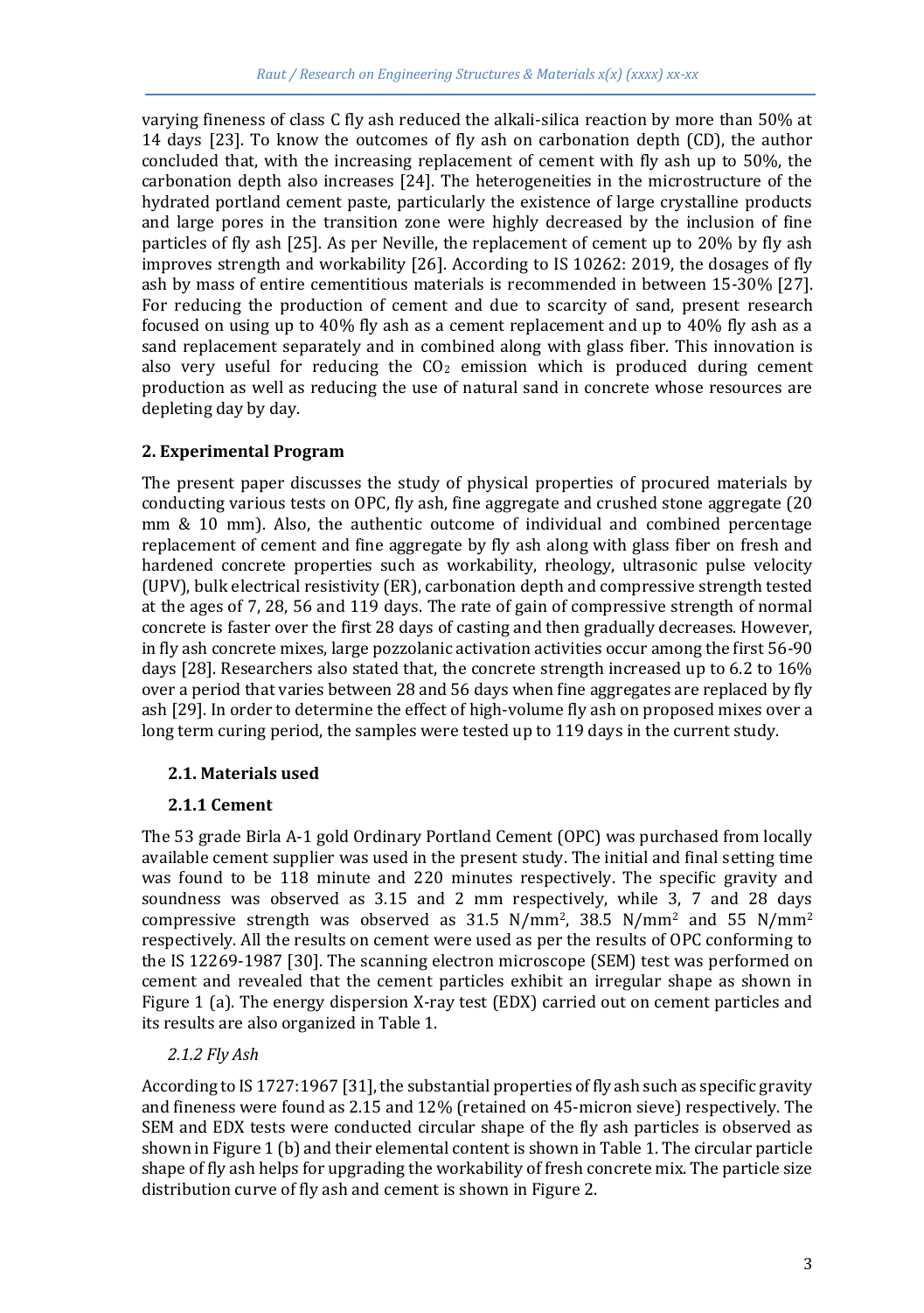varying fineness of class C fly ash reduced the alkali-silica reaction by more than 50% at 14 days [23]. To know the outcomes of fly ash on carbonation depth (CD), the author concluded that, with the increasing replacement of cement with fly ash up to 50%, the carbonation depth also increases [24]. The heterogeneities in the microstructure of the hydrated portland cement paste, particularly the existence of large crystalline products and large pores in the transition zone were highly decreased by the inclusion of fine particles of fly ash [25]. As per Neville, the replacement of cement up to 20% by fly ash improves strength and workability [26]. According to IS 10262: 2019, the dosages of fly ash by mass of entire cementitious materials is recommended in between 15-30% [27]. For reducing the production of cement and due to scarcity of sand, present research focused on using up to 40% fly ash as a cement replacement and up to 40% fly ash as a sand replacement separately and in combined along with glass fiber. This innovation is also very useful for reducing the $CO_2$ emission which is produced during cement production as well as reducing the use of natural sand in concrete whose resources are depleting day by day.

## 2. Experimental Program

The present paper discusses the study of physical properties of procured materials by conducting various tests on OPC, fly ash, fine aggregate and crushed stone aggregate (20 mm & 10 mm). Also, the authentic outcome of individual and combined percentage replacement of cement and fine aggregate by fly ash along with glass fiber on fresh and hardened concrete properties such as workability, rheology, ultrasonic pulse velocity (UPV), bulk electrical resistivity (ER), carbonation depth and compressive strength tested at the ages of 7, 28, 56 and 119 days. The rate of gain of compressive strength of normal concrete is faster over the first 28 days of casting and then gradually decreases. However, in fly ash concrete mixes, large pozzolanic activation activities occur among the first 56-90 days [28]. Researchers also stated that, the concrete strength increased up to 6.2 to 16% over a period that varies between 28 and 56 days when fine aggregates are replaced by fly ash [29]. In order to determine the effect of high-volume fly ash on proposed mixes over a long term curing period, the samples were tested up to 119 days in the current study.

### 2.1. Materials used

#### 2.1.1 Cement

The 53 grade Birla A-1 gold Ordinary Portland Cement (OPC) was purchased from locally available cement supplier was used in the present study. The initial and final setting time was found to be 118 minute and 220 minutes respectively. The specific gravity and soundness was observed as 3.15 and 2 mm respectively, while 3, 7 and 28 days compressive strength was observed as 31.5 $N/mm^2$, 38.5 $N/mm^2$ and 55 $N/mm^2$ respectively. All the results on cement were used as per the results of OPC conforming to the IS 12269-1987 [30]. The scanning electron microscope (SEM) test was performed on cement and revealed that the cement particles exhibit an irregular shape as shown in Figure 1 (a). The energy dispersion X-ray test (EDX) carried out on cement particles and its results are also organized in Table 1.

#### *2.1.2 Fly Ash*

According to IS 1727:1967 [31], the substantial properties of fly ash such as specific gravity and fineness were found as 2.15 and 12% (retained on 45-micron sieve) respectively. The SEM and EDX tests were conducted circular shape of the fly ash particles is observed as shown in Figure 1 (b) and their elemental content is shown in Table 1. The circular particle shape of fly ash helps for upgrading the workability of fresh concrete mix. The particle size distribution curve of fly ash and cement is shown in Figure 2.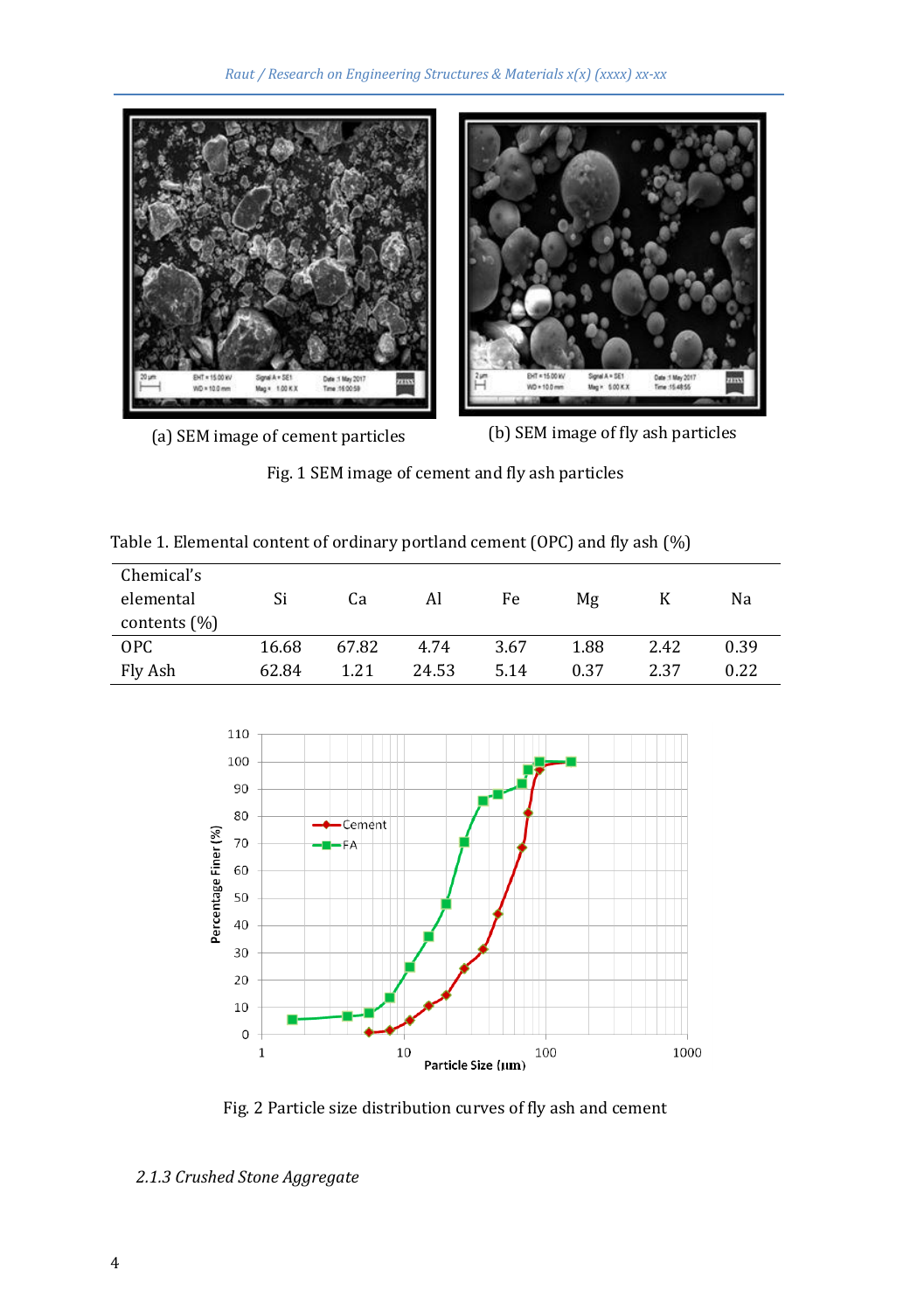(a) SEM image of cement particles

(b) SEM image of fly ash particles

Fig. 1 SEM image of cement and fly ash particles

Table 1. Elemental content of ordinary portland cement (OPC) and fly ash (%)

| Chemical's elemental contents (%) | Si | Ca | Al | Fe | Mg | K | Na |
|---|---|---|---|---|---|---|---|
| OPC | 16.68 | 67.82 | 4.74 | 3.67 | 1.88 | 2.42 | 0.39 |
| Fly Ash | 62.84 | 1.21 | 24.53 | 5.14 | 0.37 | 2.37 | 0.22 |

Fig. 2 Particle size distribution curves of fly ash and cement

*2.1.3 Crushed Stone Aggregate*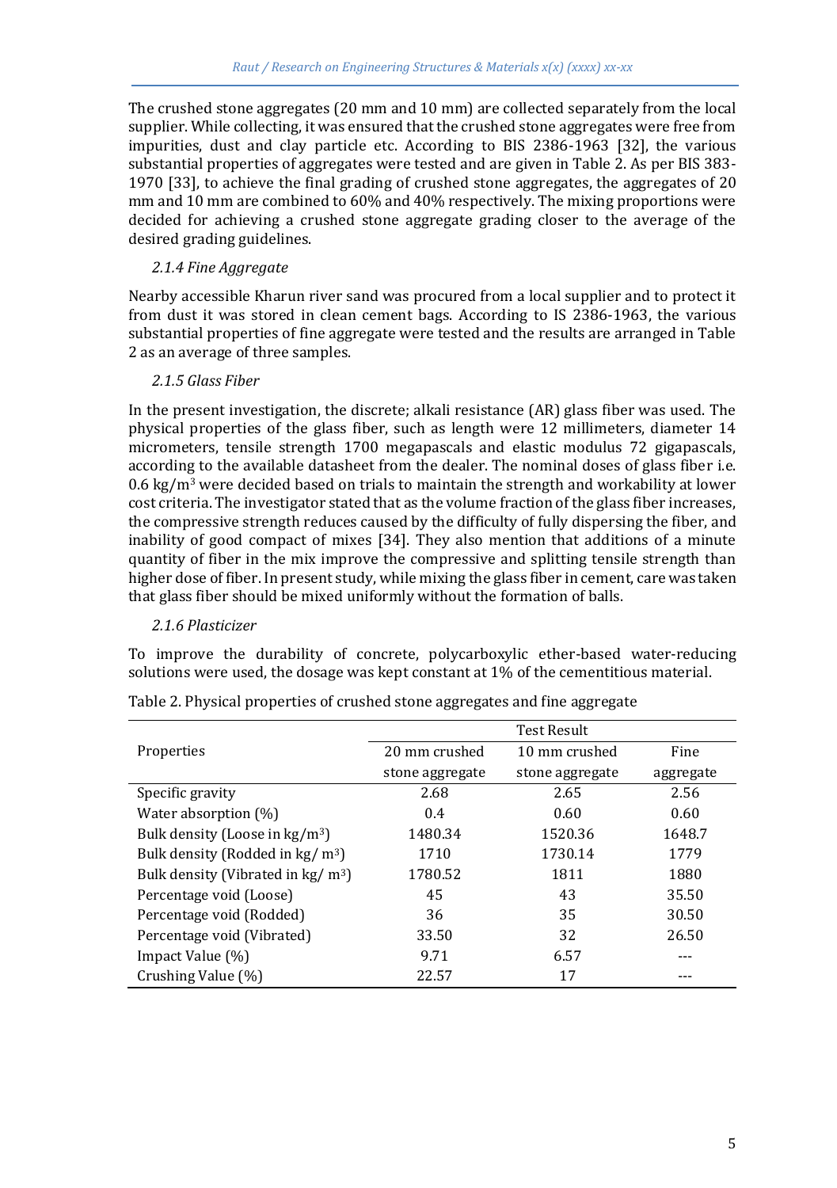The crushed stone aggregates (20 mm and 10 mm) are collected separately from the local supplier. While collecting, it was ensured that the crushed stone aggregates were free from impurities, dust and clay particle etc. According to BIS 2386-1963 [32], the various substantial properties of aggregates were tested and are given in Table 2. As per BIS 383-1970 [33], to achieve the final grading of crushed stone aggregates, the aggregates of 20 mm and 10 mm are combined to 60% and 40% respectively. The mixing proportions were decided for achieving a crushed stone aggregate grading closer to the average of the desired grading guidelines.

### *2.1.4 Fine Aggregate*

Nearby accessible Kharun river sand was procured from a local supplier and to protect it from dust it was stored in clean cement bags. According to IS 2386-1963, the various substantial properties of fine aggregate were tested and the results are arranged in Table 2 as an average of three samples.

### *2.1.5 Glass Fiber*

In the present investigation, the discrete; alkali resistance (AR) glass fiber was used. The physical properties of the glass fiber, such as length were 12 millimeters, diameter 14 micrometers, tensile strength 1700 megapascals and elastic modulus 72 gigapascals, according to the available datasheet from the dealer. The nominal doses of glass fiber i.e. 0.6 kg/m$^3$ were decided based on trials to maintain the strength and workability at lower cost criteria. The investigator stated that as the volume fraction of the glass fiber increases, the compressive strength reduces caused by the difficulty of fully dispersing the fiber, and inability of good compact of mixes [34]. They also mention that additions of a minute quantity of fiber in the mix improve the compressive and splitting tensile strength than higher dose of fiber. In present study, while mixing the glass fiber in cement, care was taken that glass fiber should be mixed uniformly without the formation of balls.

### *2.1.6 Plasticizer*

To improve the durability of concrete, polycarboxylic ether-based water-reducing solutions were used, the dosage was kept constant at 1% of the cementitious material.

Table 2. Physical properties of crushed stone aggregates and fine aggregate

| Properties | Test Result | | |
|---|---|---|---|
| | 20 mm crushed stone aggregate | 10 mm crushed stone aggregate | Fine aggregate |
| Specific gravity | 2.68 | 2.65 | 2.56 |
| Water absorption (%) | 0.4 | 0.60 | 0.60 |
| Bulk density (Loose in kg/m$^3$) | 1480.34 | 1520.36 | 1648.7 |
| Bulk density (Rodded in kg/ m$^3$) | 1710 | 1730.14 | 1779 |
| Bulk density (Vibrated in kg/ m$^3$) | 1780.52 | 1811 | 1880 |
| Percentage void (Loose) | 45 | 43 | 35.50 |
| Percentage void (Rodded) | 36 | 35 | 30.50 |
| Percentage void (Vibrated) | 33.50 | 32 | 26.50 |
| Impact Value (%) | 9.71 | 6.57 | --- |
| Crushing Value (%) | 22.57 | 17 | --- |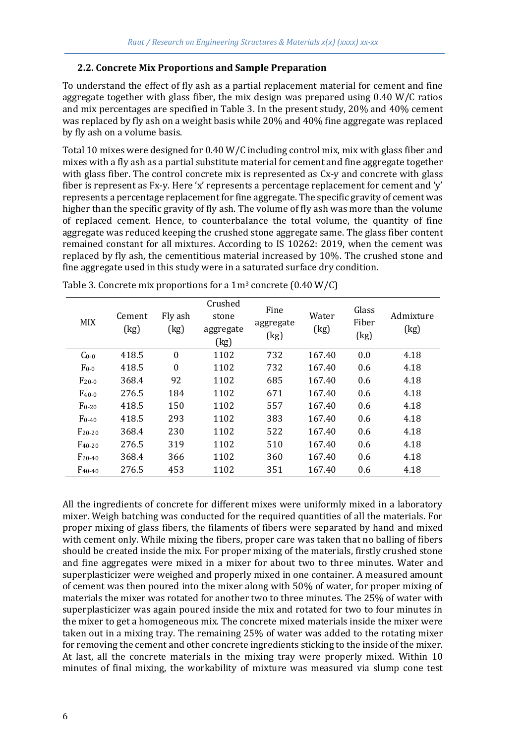### 2.2. Concrete Mix Proportions and Sample Preparation

To understand the effect of fly ash as a partial replacement material for cement and fine aggregate together with glass fiber, the mix design was prepared using 0.40 W/C ratios and mix percentages are specified in Table 3. In the present study, 20% and 40% cement was replaced by fly ash on a weight basis while 20% and 40% fine aggregate was replaced by fly ash on a volume basis.

Total 10 mixes were designed for 0.40 W/C including control mix, mix with glass fiber and mixes with a fly ash as a partial substitute material for cement and fine aggregate together with glass fiber. The control concrete mix is represented as Cx-y and concrete with glass fiber is represent as Fx-y. Here 'x' represents a percentage replacement for cement and 'y' represents a percentage replacement for fine aggregate. The specific gravity of cement was higher than the specific gravity of fly ash. The volume of fly ash was more than the volume of replaced cement. Hence, to counterbalance the total volume, the quantity of fine aggregate was reduced keeping the crushed stone aggregate same. The glass fiber content remained constant for all mixtures. According to IS 10262: 2019, when the cement was replaced by fly ash, the cementitious material increased by 10%. The crushed stone and fine aggregate used in this study were in a saturated surface dry condition.

Table 3. Concrete mix proportions for a 1m³ concrete (0.40 W/C)

| MIX | Cement (kg) | Fly ash (kg) | Crushed stone aggregate (kg) | Fine aggregate (kg) | Water (kg) | Glass Fiber (kg) | Admixture (kg) |
|---|---|---|---|---|---|---|---|
| $C_{0-0}$ | 418.5 | 0 | 1102 | 732 | 167.40 | 0.0 | 4.18 |
| $F_{0-0}$ | 418.5 | 0 | 1102 | 732 | 167.40 | 0.6 | 4.18 |
| $F_{20-0}$ | 368.4 | 92 | 1102 | 685 | 167.40 | 0.6 | 4.18 |
| $F_{40-0}$ | 276.5 | 184 | 1102 | 671 | 167.40 | 0.6 | 4.18 |
| $F_{0-20}$ | 418.5 | 150 | 1102 | 557 | 167.40 | 0.6 | 4.18 |
| $F_{0-40}$ | 418.5 | 293 | 1102 | 383 | 167.40 | 0.6 | 4.18 |
| $F_{20-20}$ | 368.4 | 230 | 1102 | 522 | 167.40 | 0.6 | 4.18 |
| $F_{40-20}$ | 276.5 | 319 | 1102 | 510 | 167.40 | 0.6 | 4.18 |
| $F_{20-40}$ | 368.4 | 366 | 1102 | 360 | 167.40 | 0.6 | 4.18 |
| $F_{40-40}$ | 276.5 | 453 | 1102 | 351 | 167.40 | 0.6 | 4.18 |

All the ingredients of concrete for different mixes were uniformly mixed in a laboratory mixer. Weigh batching was conducted for the required quantities of all the materials. For proper mixing of glass fibers, the filaments of fibers were separated by hand and mixed with cement only. While mixing the fibers, proper care was taken that no balling of fibers should be created inside the mix. For proper mixing of the materials, firstly crushed stone and fine aggregates were mixed in a mixer for about two to three minutes. Water and superplasticizer were weighed and properly mixed in one container. A measured amount of cement was then poured into the mixer along with 50% of water, for proper mixing of materials the mixer was rotated for another two to three minutes. The 25% of water with superplasticizer was again poured inside the mix and rotated for two to four minutes in the mixer to get a homogeneous mix. The concrete mixed materials inside the mixer were taken out in a mixing tray. The remaining 25% of water was added to the rotating mixer for removing the cement and other concrete ingredients sticking to the inside of the mixer. At last, all the concrete materials in the mixing tray were properly mixed. Within 10 minutes of final mixing, the workability of mixture was measured via slump cone test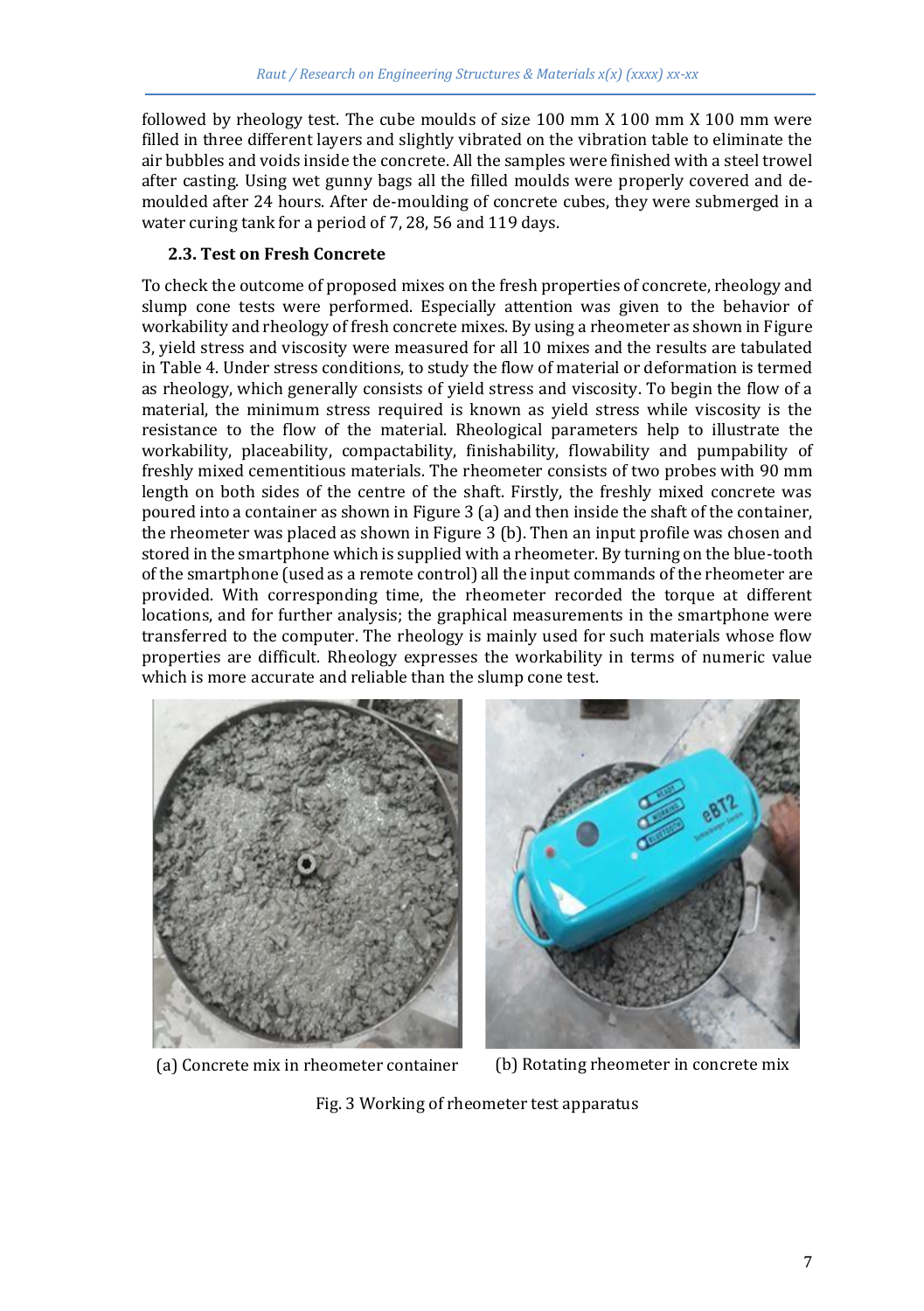followed by rheology test. The cube moulds of size 100 mm X 100 mm X 100 mm were filled in three different layers and slightly vibrated on the vibration table to eliminate the air bubbles and voids inside the concrete. All the samples were finished with a steel trowel after casting. Using wet gunny bags all the filled moulds were properly covered and de-moulded after 24 hours. After de-moulding of concrete cubes, they were submerged in a water curing tank for a period of 7, 28, 56 and 119 days.

### 2.3. Test on Fresh Concrete

To check the outcome of proposed mixes on the fresh properties of concrete, rheology and slump cone tests were performed. Especially attention was given to the behavior of workability and rheology of fresh concrete mixes. By using a rheometer as shown in Figure 3, yield stress and viscosity were measured for all 10 mixes and the results are tabulated in Table 4. Under stress conditions, to study the flow of material or deformation is termed as rheology, which generally consists of yield stress and viscosity. To begin the flow of a material, the minimum stress required is known as yield stress while viscosity is the resistance to the flow of the material. Rheological parameters help to illustrate the workability, placeability, compactability, finishability, flowability and pumpability of freshly mixed cementitious materials. The rheometer consists of two probes with 90 mm length on both sides of the centre of the shaft. Firstly, the freshly mixed concrete was poured into a container as shown in Figure 3 (a) and then inside the shaft of the container, the rheometer was placed as shown in Figure 3 (b). Then an input profile was chosen and stored in the smartphone which is supplied with a rheometer. By turning on the blue-tooth of the smartphone (used as a remote control) all the input commands of the rheometer are provided. With corresponding time, the rheometer recorded the torque at different locations, and for further analysis; the graphical measurements in the smartphone were transferred to the computer. The rheology is mainly used for such materials whose flow properties are difficult. Rheology expresses the workability in terms of numeric value which is more accurate and reliable than the slump cone test.

(a) Concrete mix in rheometer container

(b) Rotating rheometer in concrete mix

Fig. 3 Working of rheometer test apparatus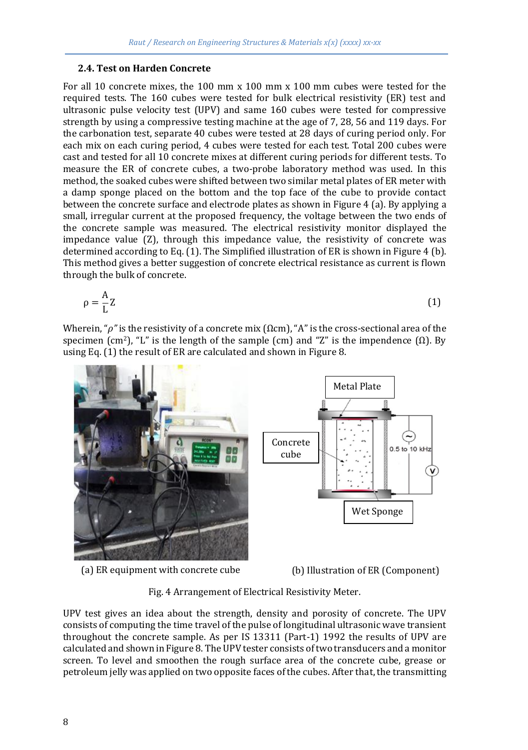### 2.4. Test on Harden Concrete

For all 10 concrete mixes, the 100 mm x 100 mm x 100 mm cubes were tested for the required tests. The 160 cubes were tested for bulk electrical resistivity (ER) test and ultrasonic pulse velocity test (UPV) and same 160 cubes were tested for compressive strength by using a compressive testing machine at the age of 7, 28, 56 and 119 days. For the carbonation test, separate 40 cubes were tested at 28 days of curing period only. For each mix on each curing period, 4 cubes were tested for each test. Total 200 cubes were cast and tested for all 10 concrete mixes at different curing periods for different tests. To measure the ER of concrete cubes, a two-probe laboratory method was used. In this method, the soaked cubes were shifted between two similar metal plates of ER meter with a damp sponge placed on the bottom and the top face of the cube to provide contact between the concrete surface and electrode plates as shown in Figure 4 (a). By applying a small, irregular current at the proposed frequency, the voltage between the two ends of the concrete sample was measured. The electrical resistivity monitor displayed the impedance value (Z), through this impedance value, the resistivity of concrete was determined according to Eq. (1). The Simplified illustration of ER is shown in Figure 4 (b). This method gives a better suggestion of concrete electrical resistance as current is flown through the bulk of concrete.

$$\rho = \frac{A}{L} Z \tag{1}$$

Wherein, "$\rho$" is the resistivity of a concrete mix (Ωcm), "A" is the cross-sectional area of the specimen (cm$^2$), "L" is the length of the sample (cm) and "Z" is the impendence (Ω). By using Eq. (1) the result of ER are calculated and shown in Figure 8.

(a) ER equipment with concrete cube

Metal Plate

Concrete cube

0.5 to 10 kHz

Wet Sponge

(b) Illustration of ER (Component)

Fig. 4 Arrangement of Electrical Resistivity Meter.

UPV test gives an idea about the strength, density and porosity of concrete. The UPV consists of computing the time travel of the pulse of longitudinal ultrasonic wave transient throughout the concrete sample. As per IS 13311 (Part-1) 1992 the results of UPV are calculated and shown in Figure 8. The UPV tester consists of two transducers and a monitor screen. To level and smoothen the rough surface area of the concrete cube, grease or petroleum jelly was applied on two opposite faces of the cubes. After that, the transmitting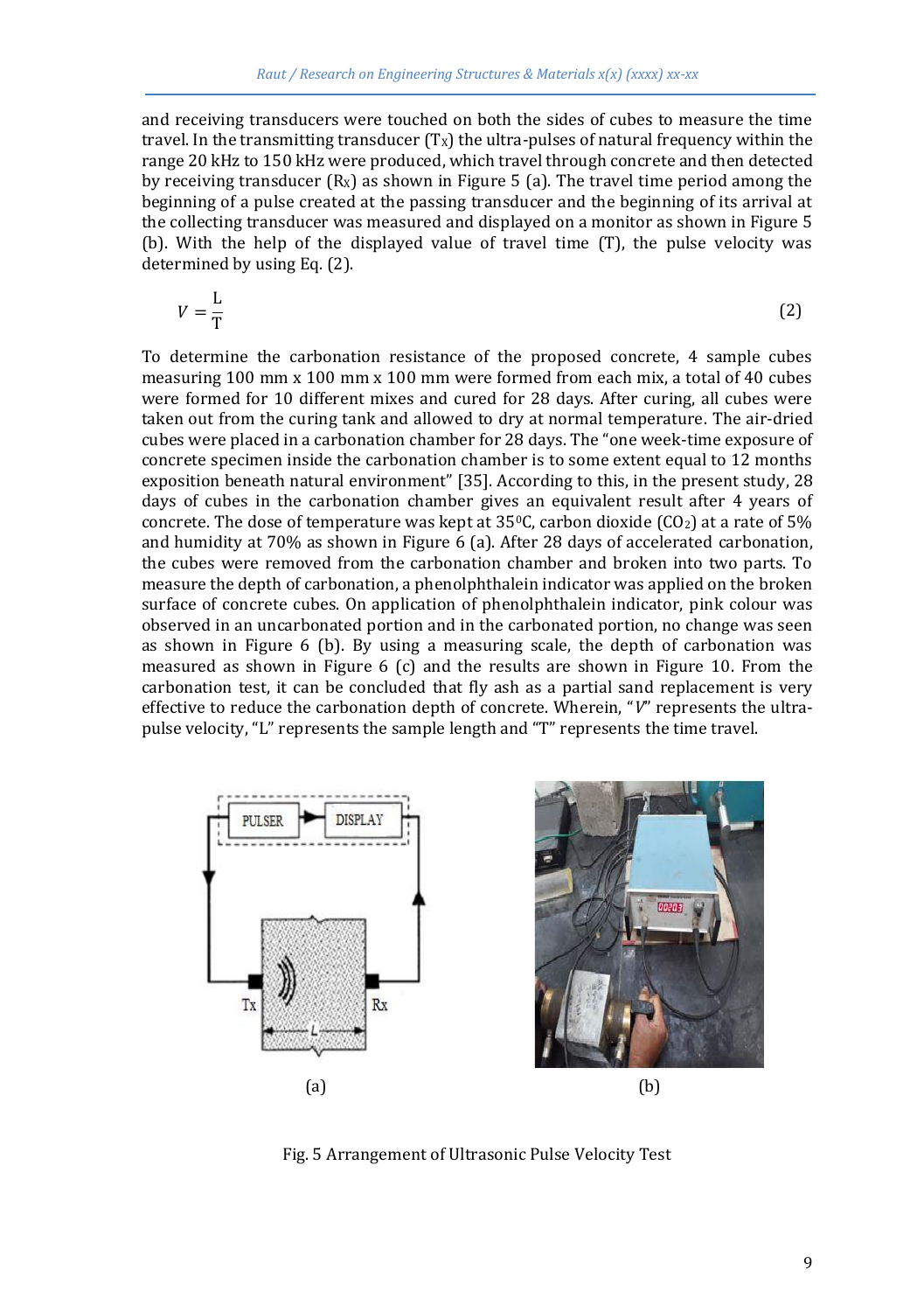and receiving transducers were touched on both the sides of cubes to measure the time travel. In the transmitting transducer ($T_X$) the ultra-pulses of natural frequency within the range 20 kHz to 150 kHz were produced, which travel through concrete and then detected by receiving transducer ($R_X$) as shown in Figure 5 (a). The travel time period among the beginning of a pulse created at the passing transducer and the beginning of its arrival at the collecting transducer was measured and displayed on a monitor as shown in Figure 5 (b). With the help of the displayed value of travel time (T), the pulse velocity was determined by using Eq. (2).

$$V = \frac{L}{T} \tag{2}$$

To determine the carbonation resistance of the proposed concrete, 4 sample cubes measuring 100 mm x 100 mm x 100 mm were formed from each mix, a total of 40 cubes were formed for 10 different mixes and cured for 28 days. After curing, all cubes were taken out from the curing tank and allowed to dry at normal temperature. The air-dried cubes were placed in a carbonation chamber for 28 days. The "one week-time exposure of concrete specimen inside the carbonation chamber is to some extent equal to 12 months exposition beneath natural environment" [35]. According to this, in the present study, 28 days of cubes in the carbonation chamber gives an equivalent result after 4 years of concrete. The dose of temperature was kept at 35$^0$C, carbon dioxide ($CO_2$) at a rate of 5% and humidity at 70% as shown in Figure 6 (a). After 28 days of accelerated carbonation, the cubes were removed from the carbonation chamber and broken into two parts. To measure the depth of carbonation, a phenolphthalein indicator was applied on the broken surface of concrete cubes. On application of phenolphthalein indicator, pink colour was observed in an uncarbonated portion and in the carbonated portion, no change was seen as shown in Figure 6 (b). By using a measuring scale, the depth of carbonation was measured as shown in Figure 6 (c) and the results are shown in Figure 10. From the carbonation test, it can be concluded that fly ash as a partial sand replacement is very effective to reduce the carbonation depth of concrete. Wherein, "*V*" represents the ultra-pulse velocity, "L" represents the sample length and "T" represents the time travel.

(a) (b)

Fig. 5 Arrangement of Ultrasonic Pulse Velocity Test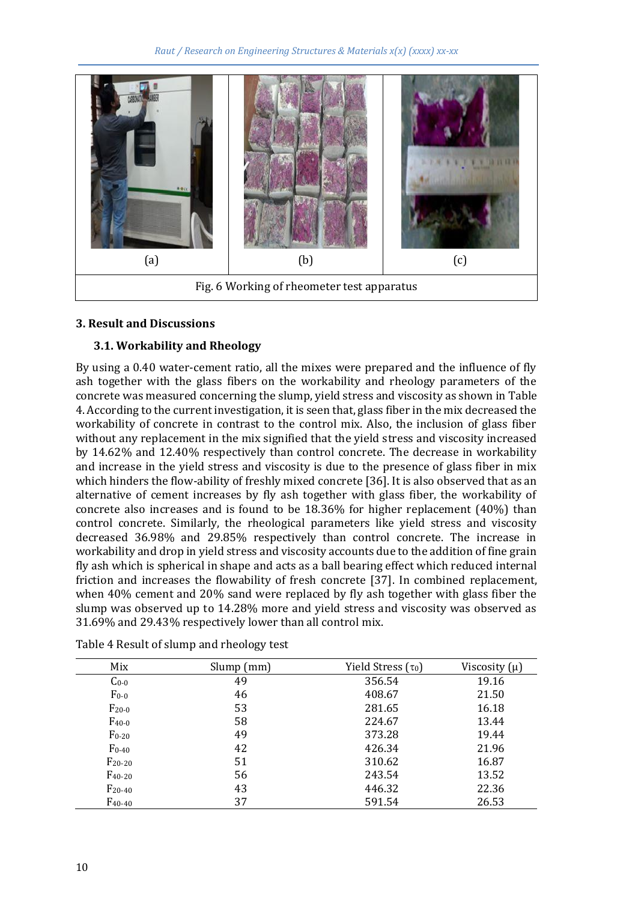| (a) | (b) | (c) |
|---|---|---|
| Fig. 6 Working of rheometer test apparatus | | |

## 3. Result and Discussions

### 3.1. Workability and Rheology

By using a 0.40 water-cement ratio, all the mixes were prepared and the influence of fly ash together with the glass fibers on the workability and rheology parameters of the concrete was measured concerning the slump, yield stress and viscosity as shown in Table 4. According to the current investigation, it is seen that, glass fiber in the mix decreased the workability of concrete in contrast to the control mix. Also, the inclusion of glass fiber without any replacement in the mix signified that the yield stress and viscosity increased by 14.62% and 12.40% respectively than control concrete. The decrease in workability and increase in the yield stress and viscosity is due to the presence of glass fiber in mix which hinders the flow-ability of freshly mixed concrete [36]. It is also observed that as an alternative of cement increases by fly ash together with glass fiber, the workability of concrete also increases and is found to be 18.36% for higher replacement (40%) than control concrete. Similarly, the rheological parameters like yield stress and viscosity decreased 36.98% and 29.85% respectively than control concrete. The increase in workability and drop in yield stress and viscosity accounts due to the addition of fine grain fly ash which is spherical in shape and acts as a ball bearing effect which reduced internal friction and increases the flowability of fresh concrete [37]. In combined replacement, when 40% cement and 20% sand were replaced by fly ash together with glass fiber the slump was observed up to 14.28% more and yield stress and viscosity was observed as 31.69% and 29.43% respectively lower than all control mix.

Table 4 Result of slump and rheology test

| Mix | Slump (mm) | Yield Stress ($\tau_0$) | Viscosity ($\mu$) |
|---|---|---|---|
| $C_{0\text{-}0}$ | 49 | 356.54 | 19.16 |
| $F_{0\text{-}0}$ | 46 | 408.67 | 21.50 |
| $F_{20\text{-}0}$ | 53 | 281.65 | 16.18 |
| $F_{40\text{-}0}$ | 58 | 224.67 | 13.44 |
| $F_{0\text{-}20}$ | 49 | 373.28 | 19.44 |
| $F_{0\text{-}40}$ | 42 | 426.34 | 21.96 |
| $F_{20\text{-}20}$ | 51 | 310.62 | 16.87 |
| $F_{40\text{-}20}$ | 56 | 243.54 | 13.52 |
| $F_{20\text{-}40}$ | 43 | 446.32 | 22.36 |
| $F_{40\text{-}40}$ | 37 | 591.54 | 26.53 |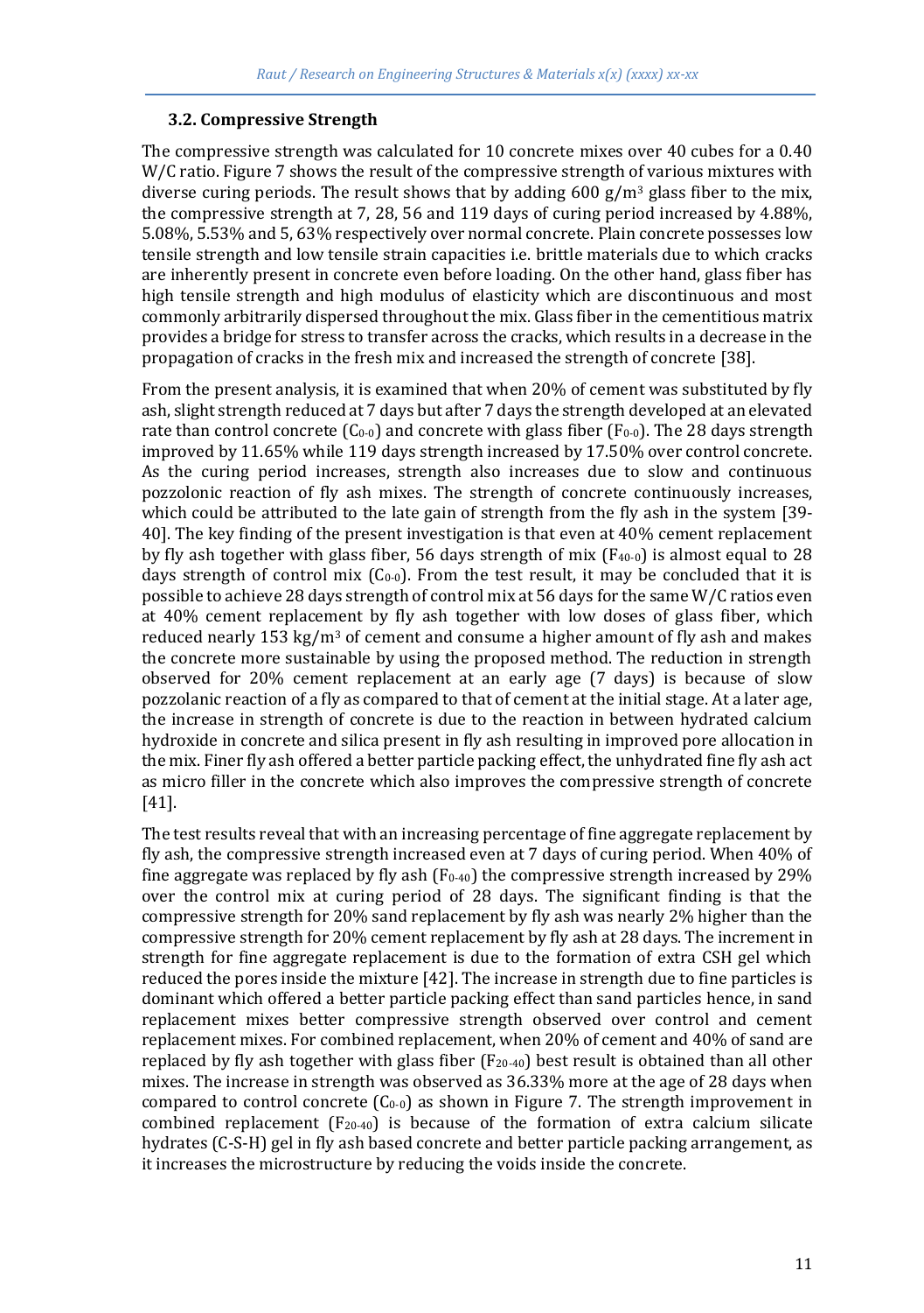### 3.2. Compressive Strength

The compressive strength was calculated for 10 concrete mixes over 40 cubes for a 0.40 W/C ratio. Figure 7 shows the result of the compressive strength of various mixtures with diverse curing periods. The result shows that by adding 600 g/m$^3$ glass fiber to the mix, the compressive strength at 7, 28, 56 and 119 days of curing period increased by 4.88%, 5.08%, 5.53% and 5, 63% respectively over normal concrete. Plain concrete possesses low tensile strength and low tensile strain capacities i.e. brittle materials due to which cracks are inherently present in concrete even before loading. On the other hand, glass fiber has high tensile strength and high modulus of elasticity which are discontinuous and most commonly arbitrarily dispersed throughout the mix. Glass fiber in the cementitious matrix provides a bridge for stress to transfer across the cracks, which results in a decrease in the propagation of cracks in the fresh mix and increased the strength of concrete [38].

From the present analysis, it is examined that when 20% of cement was substituted by fly ash, slight strength reduced at 7 days but after 7 days the strength developed at an elevated rate than control concrete ($C_{0-0}$) and concrete with glass fiber ($F_{0-0}$). The 28 days strength improved by 11.65% while 119 days strength increased by 17.50% over control concrete. As the curing period increases, strength also increases due to slow and continuous pozzolonic reaction of fly ash mixes. The strength of concrete continuously increases, which could be attributed to the late gain of strength from the fly ash in the system [39-40]. The key finding of the present investigation is that even at 40% cement replacement by fly ash together with glass fiber, 56 days strength of mix ($F_{40-0}$) is almost equal to 28 days strength of control mix ($C_{0-0}$). From the test result, it may be concluded that it is possible to achieve 28 days strength of control mix at 56 days for the same W/C ratios even at 40% cement replacement by fly ash together with low doses of glass fiber, which reduced nearly 153 kg/m$^3$ of cement and consume a higher amount of fly ash and makes the concrete more sustainable by using the proposed method. The reduction in strength observed for 20% cement replacement at an early age (7 days) is because of slow pozzolanic reaction of a fly as compared to that of cement at the initial stage. At a later age, the increase in strength of concrete is due to the reaction in between hydrated calcium hydroxide in concrete and silica present in fly ash resulting in improved pore allocation in the mix. Finer fly ash offered a better particle packing effect, the unhydrated fine fly ash act as micro filler in the concrete which also improves the compressive strength of concrete [41].

The test results reveal that with an increasing percentage of fine aggregate replacement by fly ash, the compressive strength increased even at 7 days of curing period. When 40% of fine aggregate was replaced by fly ash ($F_{0-40}$) the compressive strength increased by 29% over the control mix at curing period of 28 days. The significant finding is that the compressive strength for 20% sand replacement by fly ash was nearly 2% higher than the compressive strength for 20% cement replacement by fly ash at 28 days. The increment in strength for fine aggregate replacement is due to the formation of extra CSH gel which reduced the pores inside the mixture [42]. The increase in strength due to fine particles is dominant which offered a better particle packing effect than sand particles hence, in sand replacement mixes better compressive strength observed over control and cement replacement mixes. For combined replacement, when 20% of cement and 40% of sand are replaced by fly ash together with glass fiber ($F_{20-40}$) best result is obtained than all other mixes. The increase in strength was observed as 36.33% more at the age of 28 days when compared to control concrete ($C_{0-0}$) as shown in Figure 7. The strength improvement in combined replacement ($F_{20-40}$) is because of the formation of extra calcium silicate hydrates (C-S-H) gel in fly ash based concrete and better particle packing arrangement, as it increases the microstructure by reducing the voids inside the concrete.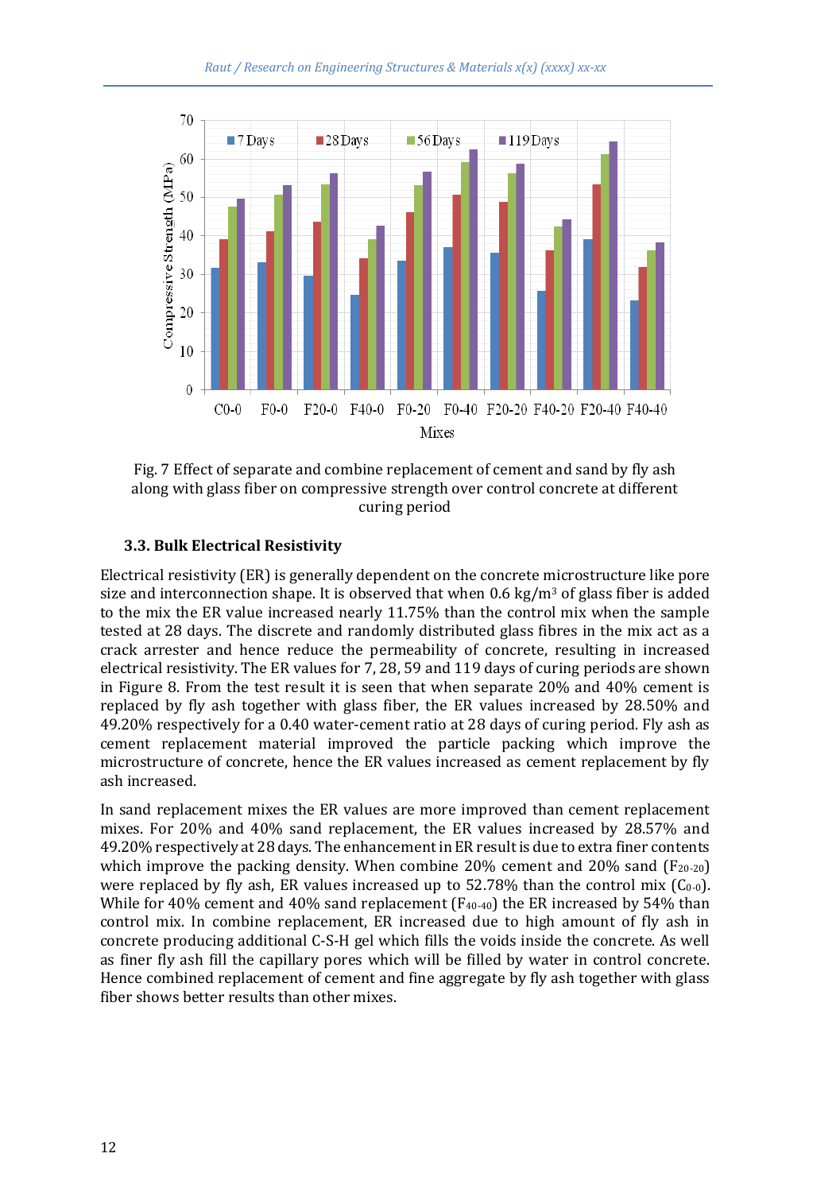Fig. 7 Effect of separate and combine replacement of cement and sand by fly ash along with glass fiber on compressive strength over control concrete at different curing period

### 3.3. Bulk Electrical Resistivity

Electrical resistivity (ER) is generally dependent on the concrete microstructure like pore size and interconnection shape. It is observed that when 0.6 kg/m$^3$ of glass fiber is added to the mix the ER value increased nearly 11.75% than the control mix when the sample tested at 28 days. The discrete and randomly distributed glass fibres in the mix act as a crack arrester and hence reduce the permeability of concrete, resulting in increased electrical resistivity. The ER values for 7, 28, 59 and 119 days of curing periods are shown in Figure 8. From the test result it is seen that when separate 20% and 40% cement is replaced by fly ash together with glass fiber, the ER values increased by 28.50% and 49.20% respectively for a 0.40 water-cement ratio at 28 days of curing period. Fly ash as cement replacement material improved the particle packing which improve the microstructure of concrete, hence the ER values increased as cement replacement by fly ash increased.

In sand replacement mixes the ER values are more improved than cement replacement mixes. For 20% and 40% sand replacement, the ER values increased by 28.57% and 49.20% respectively at 28 days. The enhancement in ER result is due to extra finer contents which improve the packing density. When combine 20% cement and 20% sand ($F_{20-20}$) were replaced by fly ash, ER values increased up to 52.78% than the control mix ($C_{0-0}$). While for 40% cement and 40% sand replacement ($F_{40-40}$) the ER increased by 54% than control mix. In combine replacement, ER increased due to high amount of fly ash in concrete producing additional C-S-H gel which fills the voids inside the concrete. As well as finer fly ash fill the capillary pores which will be filled by water in control concrete. Hence combined replacement of cement and fine aggregate by fly ash together with glass fiber shows better results than other mixes.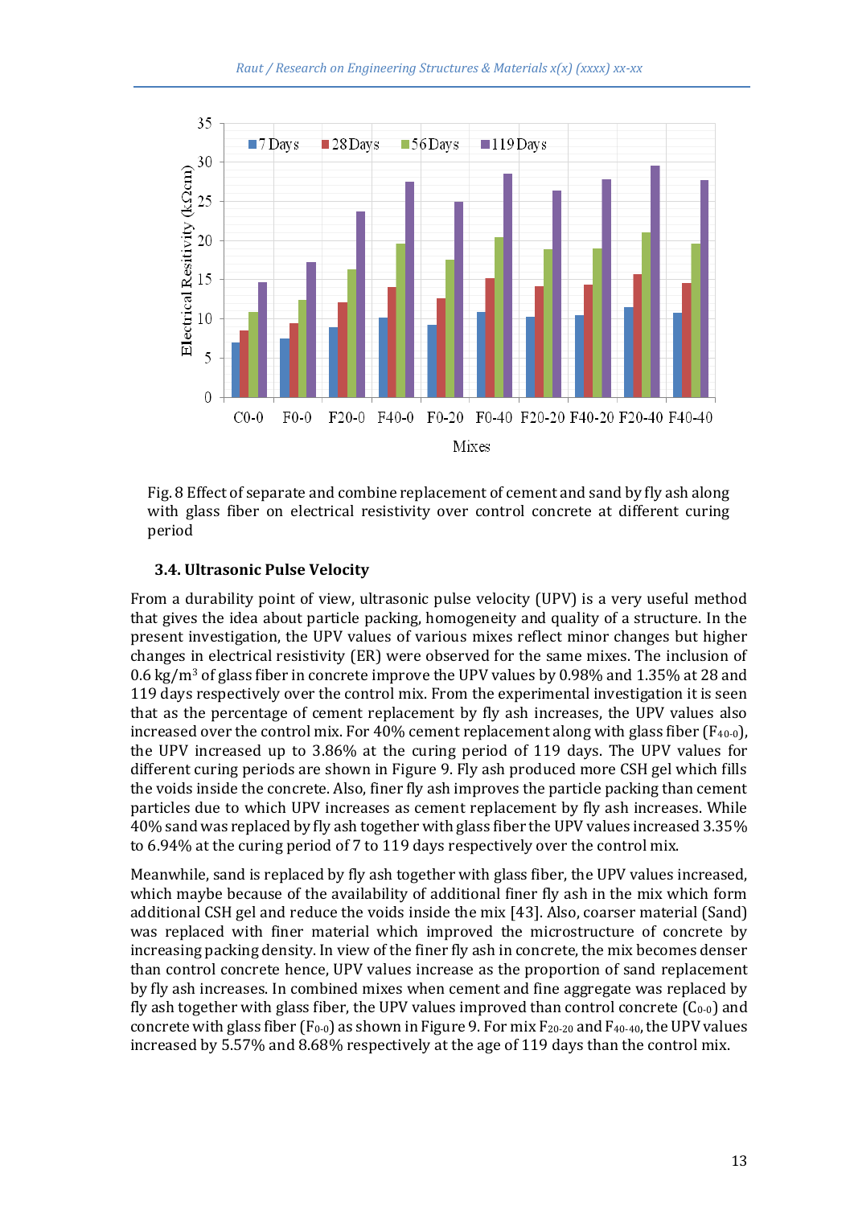Fig. 8 Effect of separate and combine replacement of cement and sand by fly ash along with glass fiber on electrical resistivity over control concrete at different curing period

### 3.4. Ultrasonic Pulse Velocity

From a durability point of view, ultrasonic pulse velocity (UPV) is a very useful method that gives the idea about particle packing, homogeneity and quality of a structure. In the present investigation, the UPV values of various mixes reflect minor changes but higher changes in electrical resistivity (ER) were observed for the same mixes. The inclusion of 0.6 kg/m$^3$ of glass fiber in concrete improve the UPV values by 0.98% and 1.35% at 28 and 119 days respectively over the control mix. From the experimental investigation it is seen that as the percentage of cement replacement by fly ash increases, the UPV values also increased over the control mix. For 40% cement replacement along with glass fiber ($F_{40\text{-}0}$), the UPV increased up to 3.86% at the curing period of 119 days. The UPV values for different curing periods are shown in Figure 9. Fly ash produced more CSH gel which fills the voids inside the concrete. Also, finer fly ash improves the particle packing than cement particles due to which UPV increases as cement replacement by fly ash increases. While 40% sand was replaced by fly ash together with glass fiber the UPV values increased 3.35% to 6.94% at the curing period of 7 to 119 days respectively over the control mix.

Meanwhile, sand is replaced by fly ash together with glass fiber, the UPV values increased, which maybe because of the availability of additional finer fly ash in the mix which form additional CSH gel and reduce the voids inside the mix [43]. Also, coarser material (Sand) was replaced with finer material which improved the microstructure of concrete by increasing packing density. In view of the finer fly ash in concrete, the mix becomes denser than control concrete hence, UPV values increase as the proportion of sand replacement by fly ash increases. In combined mixes when cement and fine aggregate was replaced by fly ash together with glass fiber, the UPV values improved than control concrete ($C_{0\text{-}0}$) and concrete with glass fiber ($F_{0\text{-}0}$) as shown in Figure 9. For mix $F_{20\text{-}20}$ and $F_{40\text{-}40}$, the UPV values increased by 5.57% and 8.68% respectively at the age of 119 days than the control mix.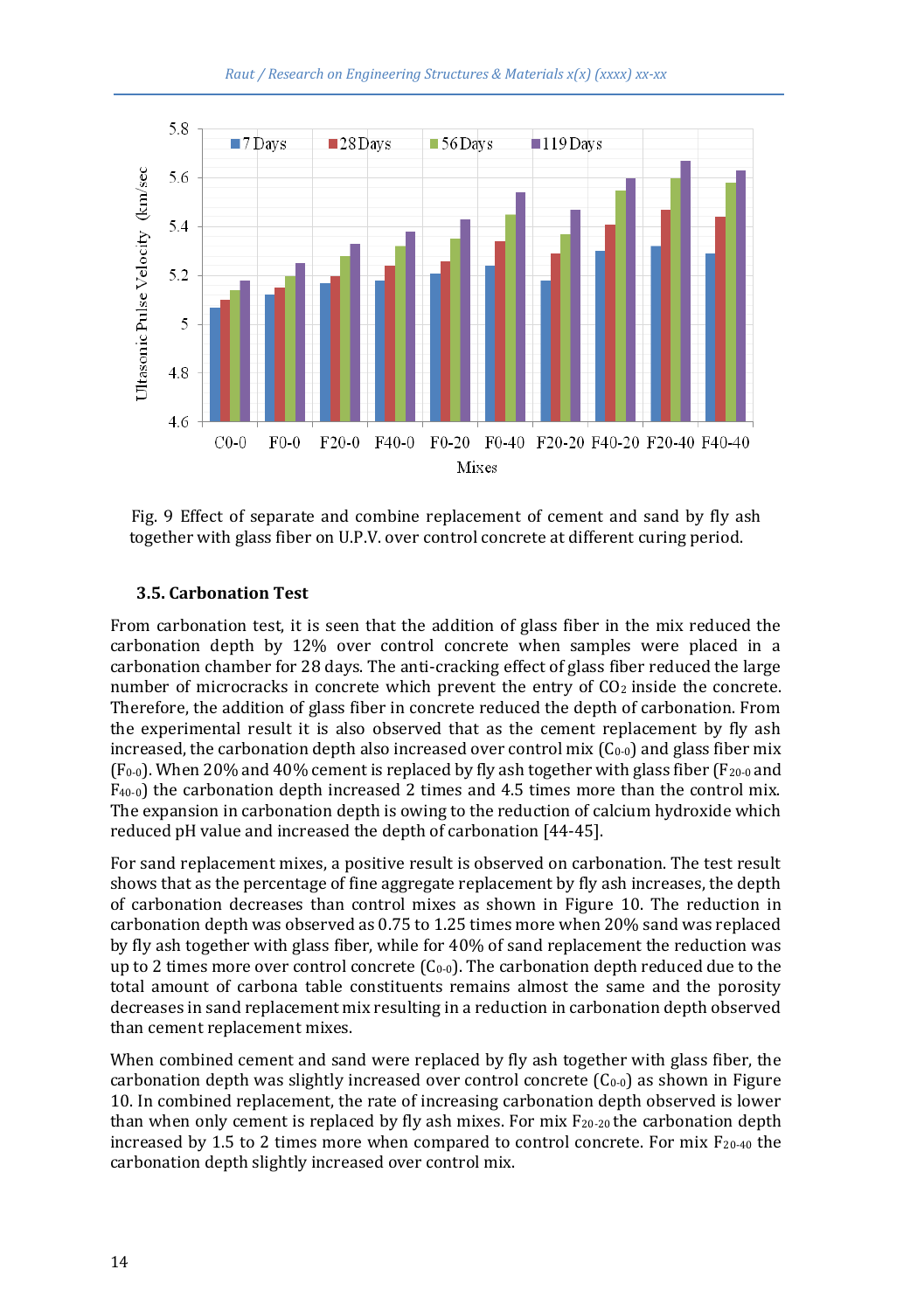Fig. 9 Effect of separate and combine replacement of cement and sand by fly ash together with glass fiber on U.P.V. over control concrete at different curing period.

### 3.5. Carbonation Test

From carbonation test, it is seen that the addition of glass fiber in the mix reduced the carbonation depth by 12% over control concrete when samples were placed in a carbonation chamber for 28 days. The anti-cracking effect of glass fiber reduced the large number of microcracks in concrete which prevent the entry of $CO_2$ inside the concrete. Therefore, the addition of glass fiber in concrete reduced the depth of carbonation. From the experimental result it is also observed that as the cement replacement by fly ash increased, the carbonation depth also increased over control mix ($C_{0-0}$) and glass fiber mix ($F_{0-0}$). When 20% and 40% cement is replaced by fly ash together with glass fiber ($F_{20-0}$ and $F_{40-0}$) the carbonation depth increased 2 times and 4.5 times more than the control mix. The expansion in carbonation depth is owing to the reduction of calcium hydroxide which reduced pH value and increased the depth of carbonation [44-45].

For sand replacement mixes, a positive result is observed on carbonation. The test result shows that as the percentage of fine aggregate replacement by fly ash increases, the depth of carbonation decreases than control mixes as shown in Figure 10. The reduction in carbonation depth was observed as 0.75 to 1.25 times more when 20% sand was replaced by fly ash together with glass fiber, while for 40% of sand replacement the reduction was up to 2 times more over control concrete ($C_{0-0}$). The carbonation depth reduced due to the total amount of carbona table constituents remains almost the same and the porosity decreases in sand replacement mix resulting in a reduction in carbonation depth observed than cement replacement mixes.

When combined cement and sand were replaced by fly ash together with glass fiber, the carbonation depth was slightly increased over control concrete ($C_{0-0}$) as shown in Figure 10. In combined replacement, the rate of increasing carbonation depth observed is lower than when only cement is replaced by fly ash mixes. For mix $F_{20-20}$ the carbonation depth increased by 1.5 to 2 times more when compared to control concrete. For mix $F_{20-40}$ the carbonation depth slightly increased over control mix.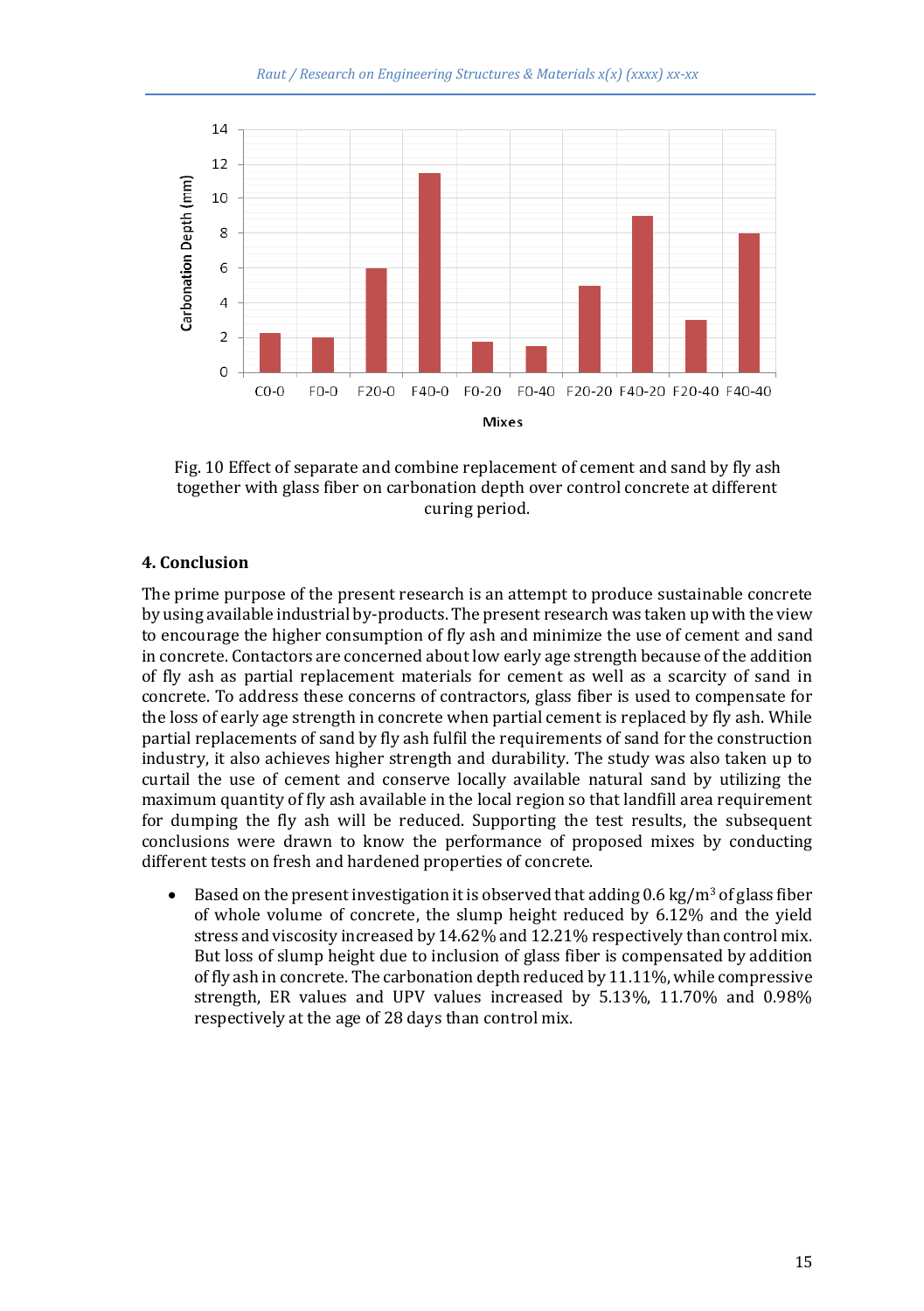Fig. 10 Effect of separate and combine replacement of cement and sand by fly ash together with glass fiber on carbonation depth over control concrete at different curing period.

## 4. Conclusion

The prime purpose of the present research is an attempt to produce sustainable concrete by using available industrial by-products. The present research was taken up with the view to encourage the higher consumption of fly ash and minimize the use of cement and sand in concrete. Contactors are concerned about low early age strength because of the addition of fly ash as partial replacement materials for cement as well as a scarcity of sand in concrete. To address these concerns of contractors, glass fiber is used to compensate for the loss of early age strength in concrete when partial cement is replaced by fly ash. While partial replacements of sand by fly ash fulfil the requirements of sand for the construction industry, it also achieves higher strength and durability. The study was also taken up to curtail the use of cement and conserve locally available natural sand by utilizing the maximum quantity of fly ash available in the local region so that landfill area requirement for dumping the fly ash will be reduced. Supporting the test results, the subsequent conclusions were drawn to know the performance of proposed mixes by conducting different tests on fresh and hardened properties of concrete.

- Based on the present investigation it is observed that adding 0.6 kg/m$^3$ of glass fiber of whole volume of concrete, the slump height reduced by 6.12% and the yield stress and viscosity increased by 14.62% and 12.21% respectively than control mix. But loss of slump height due to inclusion of glass fiber is compensated by addition of fly ash in concrete. The carbonation depth reduced by 11.11%, while compressive strength, ER values and UPV values increased by 5.13%, 11.70% and 0.98% respectively at the age of 28 days than control mix.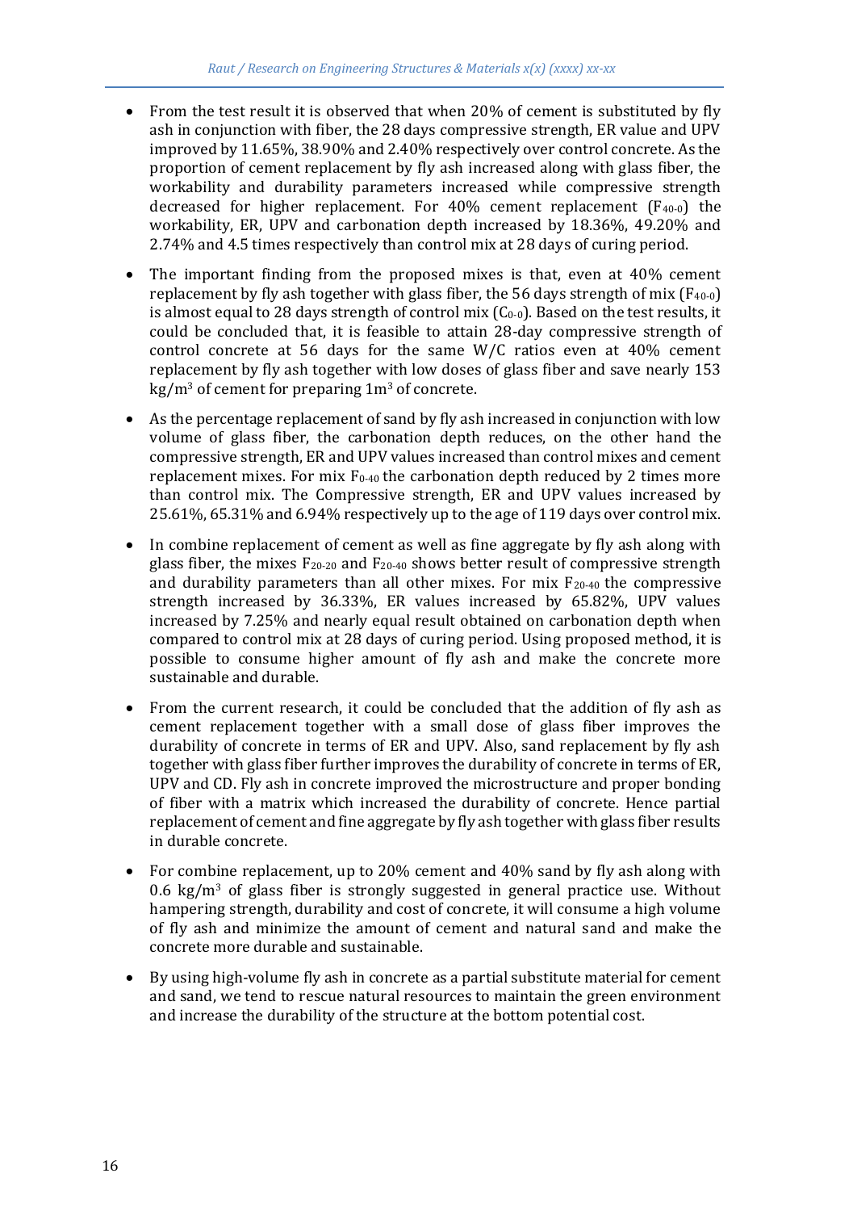- From the test result it is observed that when 20% of cement is substituted by fly ash in conjunction with fiber, the 28 days compressive strength, ER value and UPV improved by 11.65%, 38.90% and 2.40% respectively over control concrete. As the proportion of cement replacement by fly ash increased along with glass fiber, the workability and durability parameters increased while compressive strength decreased for higher replacement. For 40% cement replacement ($F_{40\text{-}0}$) the workability, ER, UPV and carbonation depth increased by 18.36%, 49.20% and 2.74% and 4.5 times respectively than control mix at 28 days of curing period.

- The important finding from the proposed mixes is that, even at 40% cement replacement by fly ash together with glass fiber, the 56 days strength of mix ($F_{40\text{-}0}$) is almost equal to 28 days strength of control mix ($C_{0\text{-}0}$). Based on the test results, it could be concluded that, it is feasible to attain 28-day compressive strength of control concrete at 56 days for the same W/C ratios even at 40% cement replacement by fly ash together with low doses of glass fiber and save nearly 153 kg/m$^3$ of cement for preparing 1m$^3$ of concrete.

- As the percentage replacement of sand by fly ash increased in conjunction with low volume of glass fiber, the carbonation depth reduces, on the other hand the compressive strength, ER and UPV values increased than control mixes and cement replacement mixes. For mix $F_{0\text{-}40}$ the carbonation depth reduced by 2 times more than control mix. The Compressive strength, ER and UPV values increased by 25.61%, 65.31% and 6.94% respectively up to the age of 119 days over control mix.

- In combine replacement of cement as well as fine aggregate by fly ash along with glass fiber, the mixes $F_{20\text{-}20}$ and $F_{20\text{-}40}$ shows better result of compressive strength and durability parameters than all other mixes. For mix $F_{20\text{-}40}$ the compressive strength increased by 36.33%, ER values increased by 65.82%, UPV values increased by 7.25% and nearly equal result obtained on carbonation depth when compared to control mix at 28 days of curing period. Using proposed method, it is possible to consume higher amount of fly ash and make the concrete more sustainable and durable.

- From the current research, it could be concluded that the addition of fly ash as cement replacement together with a small dose of glass fiber improves the durability of concrete in terms of ER and UPV. Also, sand replacement by fly ash together with glass fiber further improves the durability of concrete in terms of ER, UPV and CD. Fly ash in concrete improved the microstructure and proper bonding of fiber with a matrix which increased the durability of concrete. Hence partial replacement of cement and fine aggregate by fly ash together with glass fiber results in durable concrete.

- For combine replacement, up to 20% cement and 40% sand by fly ash along with 0.6 kg/m$^3$ of glass fiber is strongly suggested in general practice use. Without hampering strength, durability and cost of concrete, it will consume a high volume of fly ash and minimize the amount of cement and natural sand and make the concrete more durable and sustainable.

- By using high-volume fly ash in concrete as a partial substitute material for cement and sand, we tend to rescue natural resources to maintain the green environment and increase the durability of the structure at the bottom potential cost.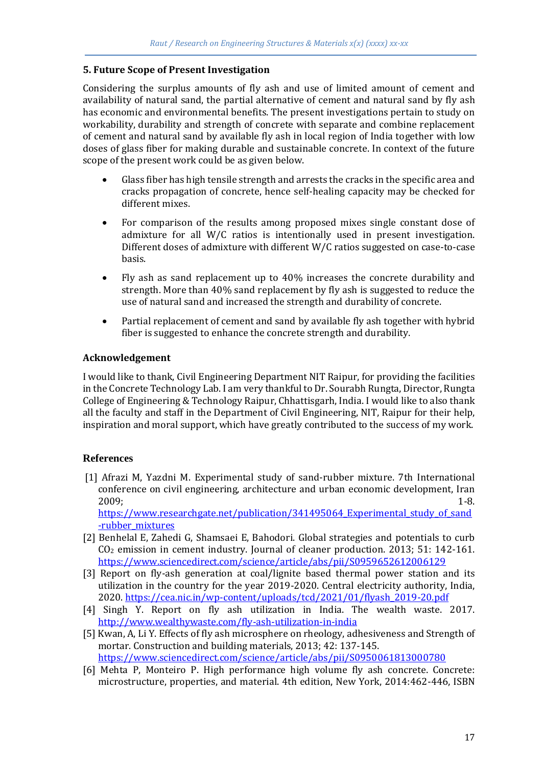## 5. Future Scope of Present Investigation

Considering the surplus amounts of fly ash and use of limited amount of cement and availability of natural sand, the partial alternative of cement and natural sand by fly ash has economic and environmental benefits. The present investigations pertain to study on workability, durability and strength of concrete with separate and combine replacement of cement and natural sand by available fly ash in local region of India together with low doses of glass fiber for making durable and sustainable concrete. In context of the future scope of the present work could be as given below.

- Glass fiber has high tensile strength and arrests the cracks in the specific area and cracks propagation of concrete, hence self-healing capacity may be checked for different mixes.
- For comparison of the results among proposed mixes single constant dose of admixture for all W/C ratios is intentionally used in present investigation. Different doses of admixture with different W/C ratios suggested on case-to-case basis.
- Fly ash as sand replacement up to 40% increases the concrete durability and strength. More than 40% sand replacement by fly ash is suggested to reduce the use of natural sand and increased the strength and durability of concrete.
- Partial replacement of cement and sand by available fly ash together with hybrid fiber is suggested to enhance the concrete strength and durability.

## Acknowledgement

I would like to thank, Civil Engineering Department NIT Raipur, for providing the facilities in the Concrete Technology Lab. I am very thankful to Dr. Sourabh Rungta, Director, Rungta College of Engineering & Technology Raipur, Chhattisgarh, India. I would like to also thank all the faculty and staff in the Department of Civil Engineering, NIT, Raipur for their help, inspiration and moral support, which have greatly contributed to the success of my work.

## References

[1] Afrazi M, Yazdni M. Experimental study of sand-rubber mixture. 7th International conference on civil engineering, architecture and urban economic development, Iran 2009; 1-8. https://www.researchgate.net/publication/341495064_Experimental_study_of_sand-rubber_mixtures

[2] Benhelal E, Zahedi G, Shamsaei E, Bahodori. Global strategies and potentials to curb $CO_2$ emission in cement industry. Journal of cleaner production. 2013; 51: 142-161. https://www.sciencedirect.com/science/article/abs/pii/S0959652612006129

[3] Report on fly-ash generation at coal/lignite based thermal power station and its utilization in the country for the year 2019-2020. Central electricity authority, India, 2020. https://cea.nic.in/wp-content/uploads/tcd/2021/01/flyash_2019-20.pdf

[4] Singh Y. Report on fly ash utilization in India. The wealth waste. 2017. http://www.wealthywaste.com/fly-ash-utilization-in-india

[5] Kwan, A, Li Y. Effects of fly ash microsphere on rheology, adhesiveness and Strength of mortar. Construction and building materials, 2013; 42: 137-145. https://www.sciencedirect.com/science/article/abs/pii/S0950061813000780

[6] Mehta P, Monteiro P. High performance high volume fly ash concrete. Concrete: microstructure, properties, and material. 4th edition, New York, 2014:462-446, ISBN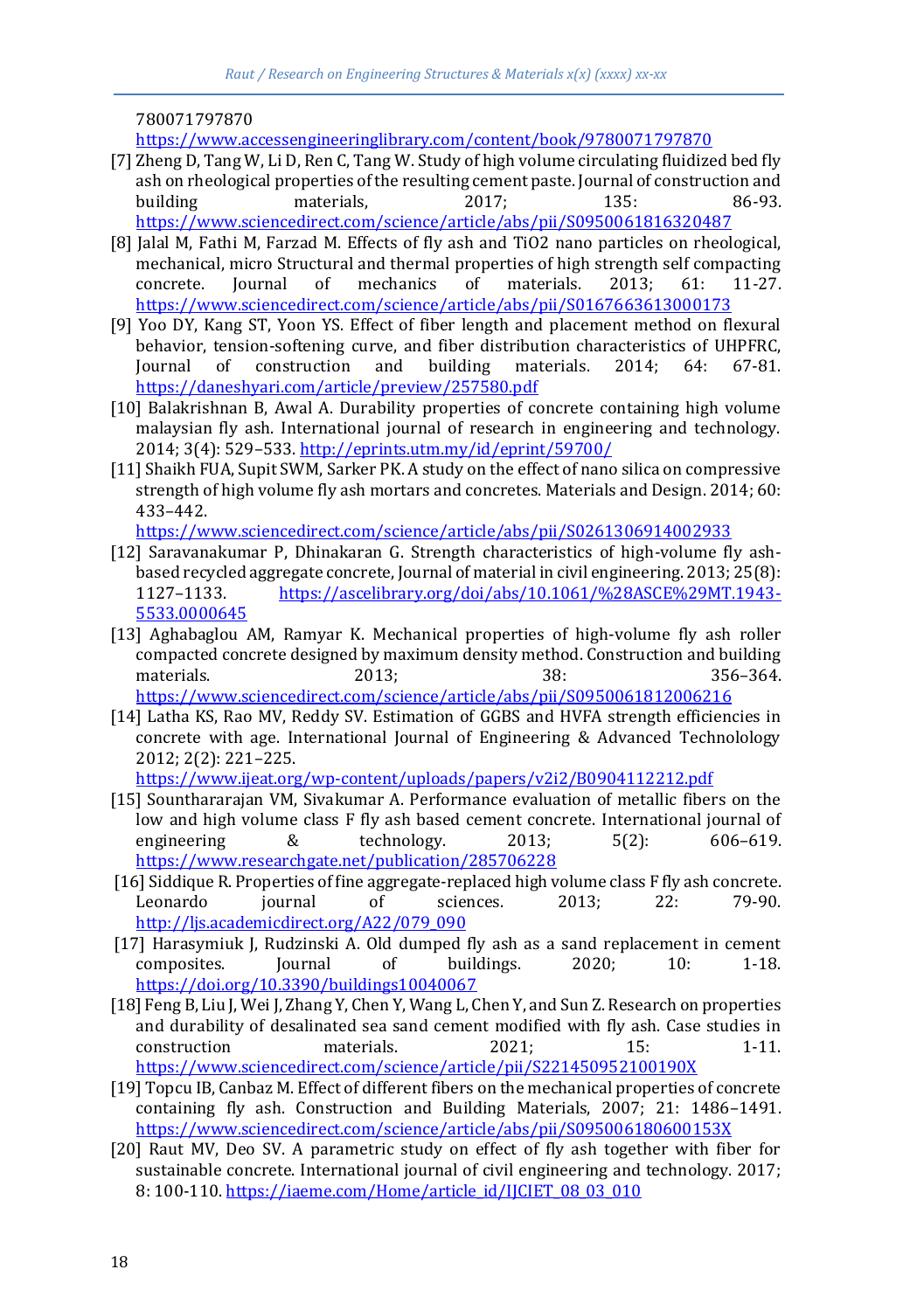780071797870
https://www.accessengineeringlibrary.com/content/book/9780071797870

[7] Zheng D, Tang W, Li D, Ren C, Tang W. Study of high volume circulating fluidized bed fly ash on rheological properties of the resulting cement paste. Journal of construction and building materials, 2017; 135: 86-93. https://www.sciencedirect.com/science/article/abs/pii/S0950061816320487

[8] Jalal M, Fathi M, Farzad M. Effects of fly ash and TiO2 nano particles on rheological, mechanical, micro Structural and thermal properties of high strength self compacting concrete. Journal of mechanics of materials. 2013; 61: 11-27. https://www.sciencedirect.com/science/article/abs/pii/S0167663613000173

[9] Yoo DY, Kang ST, Yoon YS. Effect of fiber length and placement method on flexural behavior, tension-softening curve, and fiber distribution characteristics of UHPFRC, Journal of construction and building materials. 2014; 64: 67-81. https://daneshyari.com/article/preview/257580.pdf

[10] Balakrishnan B, Awal A. Durability properties of concrete containing high volume malaysian fly ash. International journal of research in engineering and technology. 2014; 3(4): 529–533. http://eprints.utm.my/id/eprint/59700/

[11] Shaikh FUA, Supit SWM, Sarker PK. A study on the effect of nano silica on compressive strength of high volume fly ash mortars and concretes. Materials and Design. 2014; 60: 433–442. https://www.sciencedirect.com/science/article/abs/pii/S0261306914002933

[12] Saravanakumar P, Dhinakaran G. Strength characteristics of high-volume fly ash-based recycled aggregate concrete, Journal of material in civil engineering. 2013; 25(8): 1127–1133. https://ascelibrary.org/doi/abs/10.1061/%28ASCE%29MT.1943-5533.0000645

[13] Aghabaglou AM, Ramyar K. Mechanical properties of high-volume fly ash roller compacted concrete designed by maximum density method. Construction and building materials. 2013; 38: 356–364. https://www.sciencedirect.com/science/article/abs/pii/S0950061812006216

[14] Latha KS, Rao MV, Reddy SV. Estimation of GGBS and HVFA strength efficiencies in concrete with age. International Journal of Engineering & Advanced Technolology 2012; 2(2): 221–225. https://www.ijeat.org/wp-content/uploads/papers/v2i2/B0904112212.pdf

[15] Sounthararajan VM, Sivakumar A. Performance evaluation of metallic fibers on the low and high volume class F fly ash based cement concrete. International journal of engineering & technology. 2013; 5(2): 606–619. https://www.researchgate.net/publication/285706228

[16] Siddique R. Properties of fine aggregate-replaced high volume class F fly ash concrete. Leonardo journal of sciences. 2013; 22: 79-90. http://ljs.academicdirect.org/A22/079_090

[17] Harasymiuk J, Rudzinski A. Old dumped fly ash as a sand replacement in cement composites. Journal of buildings. 2020; 10: 1-18. https://doi.org/10.3390/buildings10040067

[18] Feng B, Liu J, Wei J, Zhang Y, Chen Y, Wang L, Chen Y, and Sun Z. Research on properties and durability of desalinated sea sand cement modified with fly ash. Case studies in construction materials. 2021; 15: 1-11. https://www.sciencedirect.com/science/article/pii/S221450952100190X

[19] Topcu IB, Canbaz M. Effect of different fibers on the mechanical properties of concrete containing fly ash. Construction and Building Materials, 2007; 21: 1486–1491. https://www.sciencedirect.com/science/article/abs/pii/S095006180600153X

[20] Raut MV, Deo SV. A parametric study on effect of fly ash together with fiber for sustainable concrete. International journal of civil engineering and technology. 2017; 8: 100-110. https://iaeme.com/Home/article_id/IJCIET_08_03_010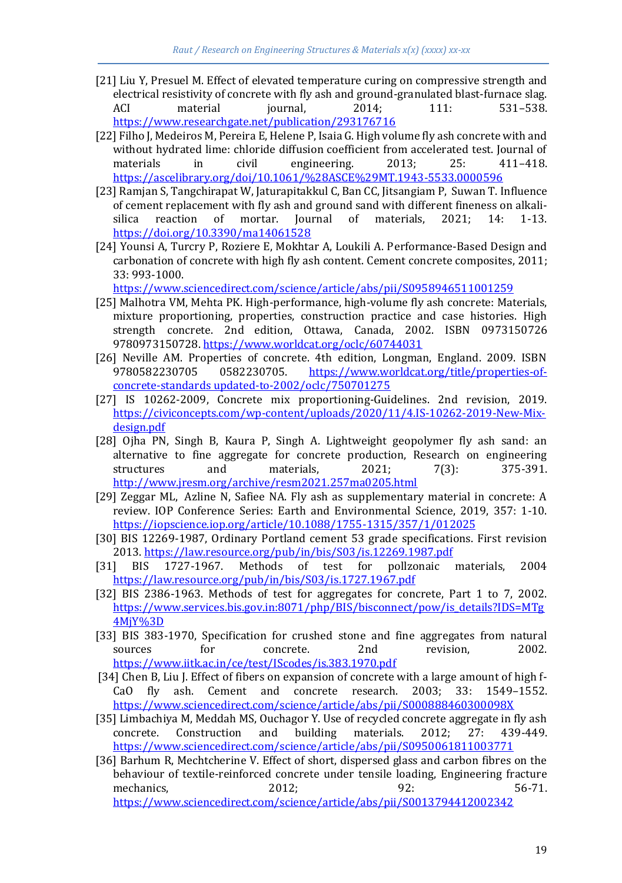[21] Liu Y, Presuel M. Effect of elevated temperature curing on compressive strength and electrical resistivity of concrete with fly ash and ground-granulated blast-furnace slag. ACI material journal, 2014; 111: 531–538. https://www.researchgate.net/publication/293176716

[22] Filho J, Medeiros M, Pereira E, Helene P, Isaia G. High volume fly ash concrete with and without hydrated lime: chloride diffusion coefficient from accelerated test. Journal of materials in civil engineering. 2013; 25: 411–418. https://ascelibrary.org/doi/10.1061/%28ASCE%29MT.1943-5533.0000596

[23] Ramjan S, Tangchirapat W, Jaturapitakkul C, Ban CC, Jitsangiam P, Suwan T. Influence of cement replacement with fly ash and ground sand with different fineness on alkali-silica reaction of mortar. Journal of materials, 2021; 14: 1-13. https://doi.org/10.3390/ma14061528

[24] Younsi A, Turcry P, Roziere E, Mokhtar A, Loukili A. Performance-Based Design and carbonation of concrete with high fly ash content. Cement concrete composites, 2011; 33: 993-1000. https://www.sciencedirect.com/science/article/abs/pii/S0958946511001259

[25] Malhotra VM, Mehta PK. High-performance, high-volume fly ash concrete: Materials, mixture proportioning, properties, construction practice and case histories. High strength concrete. 2nd edition, Ottawa, Canada, 2002. ISBN 0973150726 9780973150728. https://www.worldcat.org/oclc/60744031

[26] Neville AM. Properties of concrete. 4th edition, Longman, England. 2009. ISBN 9780582230705 0582230705. https://www.worldcat.org/title/properties-of-concrete-standards updated-to-2002/oclc/750701275

[27] IS 10262-2009, Concrete mix proportioning-Guidelines. 2nd revision, 2019. https://civiconcepts.com/wp-content/uploads/2020/11/4.IS-10262-2019-New-Mix-design.pdf

[28] Ojha PN, Singh B, Kaura P, Singh A. Lightweight geopolymer fly ash sand: an alternative to fine aggregate for concrete production, Research on engineering structures and materials, 2021; 7(3): 375-391. http://www.jresm.org/archive/resm2021.257ma0205.html

[29] Zeggar ML, Azline N, Safiee NA. Fly ash as supplementary material in concrete: A review. IOP Conference Series: Earth and Environmental Science, 2019, 357: 1-10. https://iopscience.iop.org/article/10.1088/1755-1315/357/1/012025

[30] BIS 12269-1987, Ordinary Portland cement 53 grade specifications. First revision 2013. https://law.resource.org/pub/in/bis/S03/is.12269.1987.pdf

[31] BIS 1727-1967. Methods of test for pollzonaic materials, 2004 https://law.resource.org/pub/in/bis/S03/is.1727.1967.pdf

[32] BIS 2386-1963. Methods of test for aggregates for concrete, Part 1 to 7, 2002. https://www.services.bis.gov.in:8071/php/BIS/bisconnect/pow/is_details?IDS=MTg4MjY%3D

[33] BIS 383-1970, Specification for crushed stone and fine aggregates from natural sources for concrete. 2nd revision, 2002. https://www.iitk.ac.in/ce/test/IScodes/is.383.1970.pdf

[34] Chen B, Liu J. Effect of fibers on expansion of concrete with a large amount of high f-CaO fly ash. Cement and concrete research. 2003; 33: 1549–1552. https://www.sciencedirect.com/science/article/abs/pii/S000888460300098X

[35] Limbachiya M, Meddah MS, Ouchagor Y. Use of recycled concrete aggregate in fly ash concrete. Construction and building materials. 2012; 27: 439-449. https://www.sciencedirect.com/science/article/abs/pii/S0950061811003771

[36] Barhum R, Mechtcherine V. Effect of short, dispersed glass and carbon fibres on the behaviour of textile-reinforced concrete under tensile loading, Engineering fracture mechanics, 2012; 92: 56-71. https://www.sciencedirect.com/science/article/abs/pii/S0013794412002342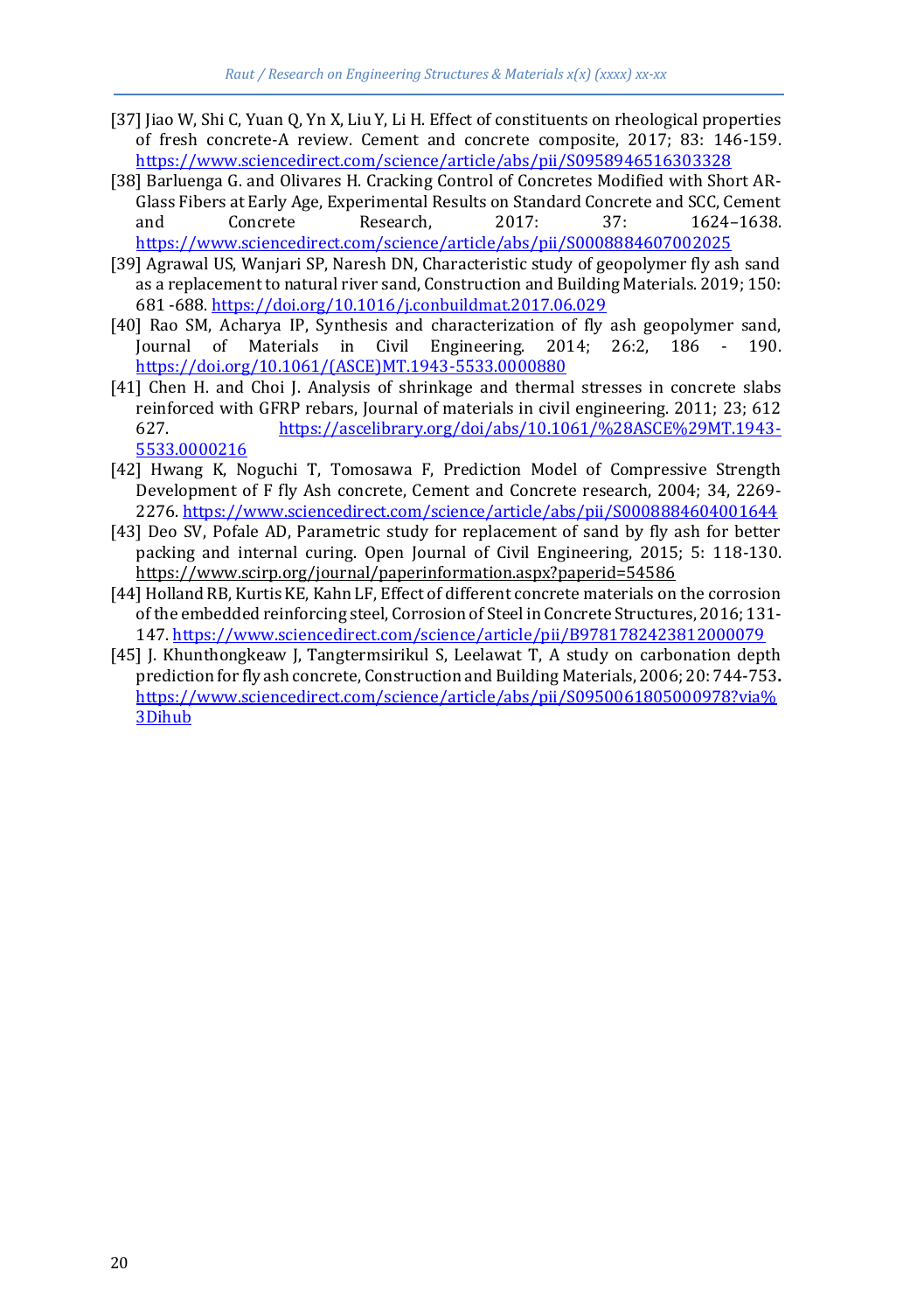[37] Jiao W, Shi C, Yuan Q, Yn X, Liu Y, Li H. Effect of constituents on rheological properties of fresh concrete-A review. Cement and concrete composite, 2017; 83: 146-159. https://www.sciencedirect.com/science/article/abs/pii/S0958946516303328

[38] Barluenga G. and Olivares H. Cracking Control of Concretes Modified with Short AR-Glass Fibers at Early Age, Experimental Results on Standard Concrete and SCC, Cement and Concrete Research, 2017: 37: 1624–1638. https://www.sciencedirect.com/science/article/abs/pii/S0008884607002025

[39] Agrawal US, Wanjari SP, Naresh DN, Characteristic study of geopolymer fly ash sand as a replacement to natural river sand, Construction and Building Materials. 2019; 150: 681 -688. https://doi.org/10.1016/j.conbuildmat.2017.06.029

[40] Rao SM, Acharya IP, Synthesis and characterization of fly ash geopolymer sand, Journal of Materials in Civil Engineering. 2014; 26:2, 186 - 190. https://doi.org/10.1061/(ASCE)MT.1943-5533.0000880

[41] Chen H. and Choi J. Analysis of shrinkage and thermal stresses in concrete slabs reinforced with GFRP rebars, Journal of materials in civil engineering. 2011; 23; 612 627. https://ascelibrary.org/doi/abs/10.1061/%28ASCE%29MT.1943-5533.0000216

[42] Hwang K, Noguchi T, Tomosawa F, Prediction Model of Compressive Strength Development of F fly Ash concrete, Cement and Concrete research, 2004; 34, 2269-2276. https://www.sciencedirect.com/science/article/abs/pii/S0008884604001644

[43] Deo SV, Pofale AD, Parametric study for replacement of sand by fly ash for better packing and internal curing. Open Journal of Civil Engineering, 2015; 5: 118-130. https://www.scirp.org/journal/paperinformation.aspx?paperid=54586

[44] Holland RB, Kurtis KE, Kahn LF, Effect of different concrete materials on the corrosion of the embedded reinforcing steel, Corrosion of Steel in Concrete Structures, 2016; 131-147. https://www.sciencedirect.com/science/article/pii/B9781782423812000079

[45] J. Khunthongkeaw J, Tangtermsirikul S, Leelawat T, A study on carbonation depth prediction for fly ash concrete, Construction and Building Materials, 2006; 20: 744-753. https://www.sciencedirect.com/science/article/abs/pii/S0950061805000978?via%3Dihub